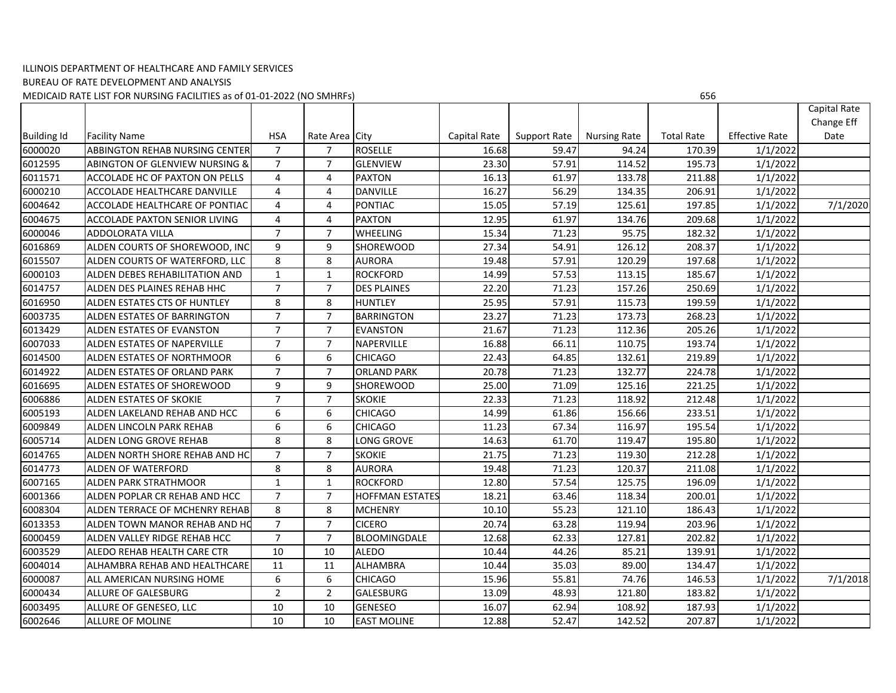ILLINOIS DEPARTMENT OF HEALTHCARE AND FAMILY SERVICES

BUREAU OF RATE DEVELOPMENT AND ANALYSIS

MEDICAID RATE LIST FOR NURSING FACILITIES as of 01-01-2022 (NO SMHRFs)

656

| Building Id | Facility Name | HSA | Rate Area | City | Capital Rate | Support Rate | Nursing Rate | Total Rate | Effective Rate | Capital Rate Change Eff Date |
|---|---|---|---|---|---|---|---|---|---|---|
| 6000020 | ABBINGTON REHAB NURSING CENTER | 7 | 7 | ROSELLE | 16.68 | 59.47 | 94.24 | 170.39 | 1/1/2022 | |
| 6012595 | ABINGTON OF GLENVIEW NURSING & | 7 | 7 | GLENVIEW | 23.30 | 57.91 | 114.52 | 195.73 | 1/1/2022 | |
| 6011571 | ACCOLADE HC OF PAXTON ON PELLS | 4 | 4 | PAXTON | 16.13 | 61.97 | 133.78 | 211.88 | 1/1/2022 | |
| 6000210 | ACCOLADE HEALTHCARE DANVILLE | 4 | 4 | DANVILLE | 16.27 | 56.29 | 134.35 | 206.91 | 1/1/2022 | |
| 6004642 | ACCOLADE HEALTHCARE OF PONTIAC | 4 | 4 | PONTIAC | 15.05 | 57.19 | 125.61 | 197.85 | 1/1/2022 | 7/1/2020 |
| 6004675 | ACCOLADE PAXTON SENIOR LIVING | 4 | 4 | PAXTON | 12.95 | 61.97 | 134.76 | 209.68 | 1/1/2022 | |
| 6000046 | ADDOLORATA VILLA | 7 | 7 | WHEELING | 15.34 | 71.23 | 95.75 | 182.32 | 1/1/2022 | |
| 6016869 | ALDEN COURTS OF SHOREWOOD, INC | 9 | 9 | SHOREWOOD | 27.34 | 54.91 | 126.12 | 208.37 | 1/1/2022 | |
| 6015507 | ALDEN COURTS OF WATERFORD, LLC | 8 | 8 | AURORA | 19.48 | 57.91 | 120.29 | 197.68 | 1/1/2022 | |
| 6000103 | ALDEN DEBES REHABILITATION AND | 1 | 1 | ROCKFORD | 14.99 | 57.53 | 113.15 | 185.67 | 1/1/2022 | |
| 6014757 | ALDEN DES PLAINES REHAB HHC | 7 | 7 | DES PLAINES | 22.20 | 71.23 | 157.26 | 250.69 | 1/1/2022 | |
| 6016950 | ALDEN ESTATES CTS OF HUNTLEY | 8 | 8 | HUNTLEY | 25.95 | 57.91 | 115.73 | 199.59 | 1/1/2022 | |
| 6003735 | ALDEN ESTATES OF BARRINGTON | 7 | 7 | BARRINGTON | 23.27 | 71.23 | 173.73 | 268.23 | 1/1/2022 | |
| 6013429 | ALDEN ESTATES OF EVANSTON | 7 | 7 | EVANSTON | 21.67 | 71.23 | 112.36 | 205.26 | 1/1/2022 | |
| 6007033 | ALDEN ESTATES OF NAPERVILLE | 7 | 7 | NAPERVILLE | 16.88 | 66.11 | 110.75 | 193.74 | 1/1/2022 | |
| 6014500 | ALDEN ESTATES OF NORTHMOOR | 6 | 6 | CHICAGO | 22.43 | 64.85 | 132.61 | 219.89 | 1/1/2022 | |
| 6014922 | ALDEN ESTATES OF ORLAND PARK | 7 | 7 | ORLAND PARK | 20.78 | 71.23 | 132.77 | 224.78 | 1/1/2022 | |
| 6016695 | ALDEN ESTATES OF SHOREWOOD | 9 | 9 | SHOREWOOD | 25.00 | 71.09 | 125.16 | 221.25 | 1/1/2022 | |
| 6006886 | ALDEN ESTATES OF SKOKIE | 7 | 7 | SKOKIE | 22.33 | 71.23 | 118.92 | 212.48 | 1/1/2022 | |
| 6005193 | ALDEN LAKELAND REHAB AND HCC | 6 | 6 | CHICAGO | 14.99 | 61.86 | 156.66 | 233.51 | 1/1/2022 | |
| 6009849 | ALDEN LINCOLN PARK REHAB | 6 | 6 | CHICAGO | 11.23 | 67.34 | 116.97 | 195.54 | 1/1/2022 | |
| 6005714 | ALDEN LONG GROVE REHAB | 8 | 8 | LONG GROVE | 14.63 | 61.70 | 119.47 | 195.80 | 1/1/2022 | |
| 6014765 | ALDEN NORTH SHORE REHAB AND HC | 7 | 7 | SKOKIE | 21.75 | 71.23 | 119.30 | 212.28 | 1/1/2022 | |
| 6014773 | ALDEN OF WATERFORD | 8 | 8 | AURORA | 19.48 | 71.23 | 120.37 | 211.08 | 1/1/2022 | |
| 6007165 | ALDEN PARK STRATHMOOR | 1 | 1 | ROCKFORD | 12.80 | 57.54 | 125.75 | 196.09 | 1/1/2022 | |
| 6001366 | ALDEN POPLAR CR REHAB AND HCC | 7 | 7 | HOFFMAN ESTATES | 18.21 | 63.46 | 118.34 | 200.01 | 1/1/2022 | |
| 6008304 | ALDEN TERRACE OF MCHENRY REHAB | 8 | 8 | MCHENRY | 10.10 | 55.23 | 121.10 | 186.43 | 1/1/2022 | |
| 6013353 | ALDEN TOWN MANOR REHAB AND HC | 7 | 7 | CICERO | 20.74 | 63.28 | 119.94 | 203.96 | 1/1/2022 | |
| 6000459 | ALDEN VALLEY RIDGE REHAB HCC | 7 | 7 | BLOOMINGDALE | 12.68 | 62.33 | 127.81 | 202.82 | 1/1/2022 | |
| 6003529 | ALEDO REHAB HEALTH CARE CTR | 10 | 10 | ALEDO | 10.44 | 44.26 | 85.21 | 139.91 | 1/1/2022 | |
| 6004014 | ALHAMBRA REHAB AND HEALTHCARE | 11 | 11 | ALHAMBRA | 10.44 | 35.03 | 89.00 | 134.47 | 1/1/2022 | |
| 6000087 | ALL AMERICAN NURSING HOME | 6 | 6 | CHICAGO | 15.96 | 55.81 | 74.76 | 146.53 | 1/1/2022 | 7/1/2018 |
| 6000434 | ALLURE OF GALESBURG | 2 | 2 | GALESBURG | 13.09 | 48.93 | 121.80 | 183.82 | 1/1/2022 | |
| 6003495 | ALLURE OF GENESEO, LLC | 10 | 10 | GENESEO | 16.07 | 62.94 | 108.92 | 187.93 | 1/1/2022 | |
| 6002646 | ALLURE OF MOLINE | 10 | 10 | EAST MOLINE | 12.88 | 52.47 | 142.52 | 207.87 | 1/1/2022 | |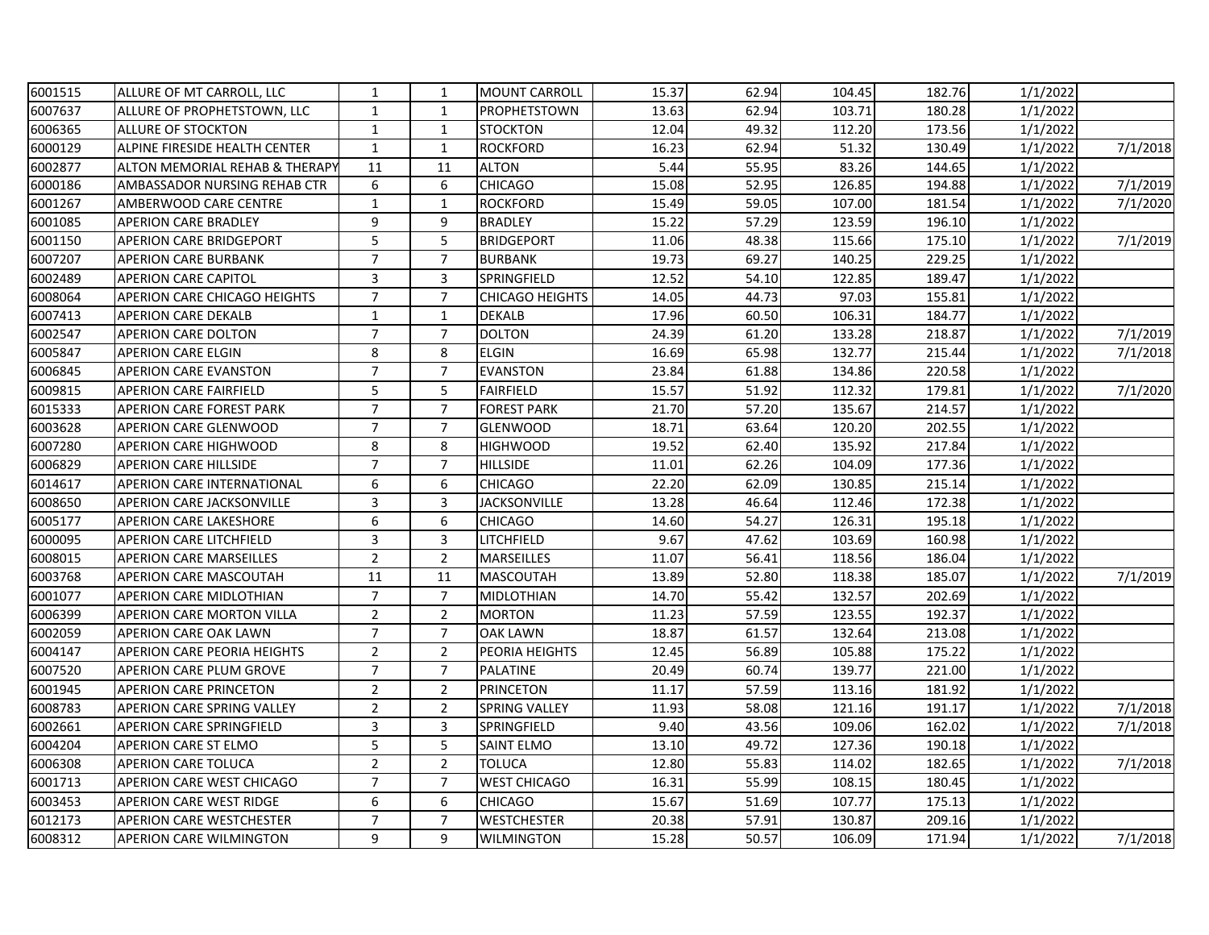| | | | | | | | | | | |
|---|---|---|---|---|---|---|---|---|---|---|
| 6001515 | ALLURE OF MT CARROLL, LLC | 1 | 1 | MOUNT CARROLL | 15.37 | 62.94 | 104.45 | 182.76 | 1/1/2022 | |
| 6007637 | ALLURE OF PROPHETSTOWN, LLC | 1 | 1 | PROPHETSTOWN | 13.63 | 62.94 | 103.71 | 180.28 | 1/1/2022 | |
| 6006365 | ALLURE OF STOCKTON | 1 | 1 | STOCKTON | 12.04 | 49.32 | 112.20 | 173.56 | 1/1/2022 | |
| 6000129 | ALPINE FIRESIDE HEALTH CENTER | 1 | 1 | ROCKFORD | 16.23 | 62.94 | 51.32 | 130.49 | 1/1/2022 | 7/1/2018 |
| 6002877 | ALTON MEMORIAL REHAB & THERAPY | 11 | 11 | ALTON | 5.44 | 55.95 | 83.26 | 144.65 | 1/1/2022 | |
| 6000186 | AMBASSADOR NURSING REHAB CTR | 6 | 6 | CHICAGO | 15.08 | 52.95 | 126.85 | 194.88 | 1/1/2022 | 7/1/2019 |
| 6001267 | AMBERWOOD CARE CENTRE | 1 | 1 | ROCKFORD | 15.49 | 59.05 | 107.00 | 181.54 | 1/1/2022 | 7/1/2020 |
| 6001085 | APERION CARE BRADLEY | 9 | 9 | BRADLEY | 15.22 | 57.29 | 123.59 | 196.10 | 1/1/2022 | |
| 6001150 | APERION CARE BRIDGEPORT | 5 | 5 | BRIDGEPORT | 11.06 | 48.38 | 115.66 | 175.10 | 1/1/2022 | 7/1/2019 |
| 6007207 | APERION CARE BURBANK | 7 | 7 | BURBANK | 19.73 | 69.27 | 140.25 | 229.25 | 1/1/2022 | |
| 6002489 | APERION CARE CAPITOL | 3 | 3 | SPRINGFIELD | 12.52 | 54.10 | 122.85 | 189.47 | 1/1/2022 | |
| 6008064 | APERION CARE CHICAGO HEIGHTS | 7 | 7 | CHICAGO HEIGHTS | 14.05 | 44.73 | 97.03 | 155.81 | 1/1/2022 | |
| 6007413 | APERION CARE DEKALB | 1 | 1 | DEKALB | 17.96 | 60.50 | 106.31 | 184.77 | 1/1/2022 | |
| 6002547 | APERION CARE DOLTON | 7 | 7 | DOLTON | 24.39 | 61.20 | 133.28 | 218.87 | 1/1/2022 | 7/1/2019 |
| 6005847 | APERION CARE ELGIN | 8 | 8 | ELGIN | 16.69 | 65.98 | 132.77 | 215.44 | 1/1/2022 | 7/1/2018 |
| 6006845 | APERION CARE EVANSTON | 7 | 7 | EVANSTON | 23.84 | 61.88 | 134.86 | 220.58 | 1/1/2022 | |
| 6009815 | APERION CARE FAIRFIELD | 5 | 5 | FAIRFIELD | 15.57 | 51.92 | 112.32 | 179.81 | 1/1/2022 | 7/1/2020 |
| 6015333 | APERION CARE FOREST PARK | 7 | 7 | FOREST PARK | 21.70 | 57.20 | 135.67 | 214.57 | 1/1/2022 | |
| 6003628 | APERION CARE GLENWOOD | 7 | 7 | GLENWOOD | 18.71 | 63.64 | 120.20 | 202.55 | 1/1/2022 | |
| 6007280 | APERION CARE HIGHWOOD | 8 | 8 | HIGHWOOD | 19.52 | 62.40 | 135.92 | 217.84 | 1/1/2022 | |
| 6006829 | APERION CARE HILLSIDE | 7 | 7 | HILLSIDE | 11.01 | 62.26 | 104.09 | 177.36 | 1/1/2022 | |
| 6014617 | APERION CARE INTERNATIONAL | 6 | 6 | CHICAGO | 22.20 | 62.09 | 130.85 | 215.14 | 1/1/2022 | |
| 6008650 | APERION CARE JACKSONVILLE | 3 | 3 | JACKSONVILLE | 13.28 | 46.64 | 112.46 | 172.38 | 1/1/2022 | |
| 6005177 | APERION CARE LAKESHORE | 6 | 6 | CHICAGO | 14.60 | 54.27 | 126.31 | 195.18 | 1/1/2022 | |
| 6000095 | APERION CARE LITCHFIELD | 3 | 3 | LITCHFIELD | 9.67 | 47.62 | 103.69 | 160.98 | 1/1/2022 | |
| 6008015 | APERION CARE MARSEILLES | 2 | 2 | MARSEILLES | 11.07 | 56.41 | 118.56 | 186.04 | 1/1/2022 | |
| 6003768 | APERION CARE MASCOUTAH | 11 | 11 | MASCOUTAH | 13.89 | 52.80 | 118.38 | 185.07 | 1/1/2022 | 7/1/2019 |
| 6001077 | APERION CARE MIDLOTHIAN | 7 | 7 | MIDLOTHIAN | 14.70 | 55.42 | 132.57 | 202.69 | 1/1/2022 | |
| 6006399 | APERION CARE MORTON VILLA | 2 | 2 | MORTON | 11.23 | 57.59 | 123.55 | 192.37 | 1/1/2022 | |
| 6002059 | APERION CARE OAK LAWN | 7 | 7 | OAK LAWN | 18.87 | 61.57 | 132.64 | 213.08 | 1/1/2022 | |
| 6004147 | APERION CARE PEORIA HEIGHTS | 2 | 2 | PEORIA HEIGHTS | 12.45 | 56.89 | 105.88 | 175.22 | 1/1/2022 | |
| 6007520 | APERION CARE PLUM GROVE | 7 | 7 | PALATINE | 20.49 | 60.74 | 139.77 | 221.00 | 1/1/2022 | |
| 6001945 | APERION CARE PRINCETON | 2 | 2 | PRINCETON | 11.17 | 57.59 | 113.16 | 181.92 | 1/1/2022 | |
| 6008783 | APERION CARE SPRING VALLEY | 2 | 2 | SPRING VALLEY | 11.93 | 58.08 | 121.16 | 191.17 | 1/1/2022 | 7/1/2018 |
| 6002661 | APERION CARE SPRINGFIELD | 3 | 3 | SPRINGFIELD | 9.40 | 43.56 | 109.06 | 162.02 | 1/1/2022 | 7/1/2018 |
| 6004204 | APERION CARE ST ELMO | 5 | 5 | SAINT ELMO | 13.10 | 49.72 | 127.36 | 190.18 | 1/1/2022 | |
| 6006308 | APERION CARE TOLUCA | 2 | 2 | TOLUCA | 12.80 | 55.83 | 114.02 | 182.65 | 1/1/2022 | 7/1/2018 |
| 6001713 | APERION CARE WEST CHICAGO | 7 | 7 | WEST CHICAGO | 16.31 | 55.99 | 108.15 | 180.45 | 1/1/2022 | |
| 6003453 | APERION CARE WEST RIDGE | 6 | 6 | CHICAGO | 15.67 | 51.69 | 107.77 | 175.13 | 1/1/2022 | |
| 6012173 | APERION CARE WESTCHESTER | 7 | 7 | WESTCHESTER | 20.38 | 57.91 | 130.87 | 209.16 | 1/1/2022 | |
| 6008312 | APERION CARE WILMINGTON | 9 | 9 | WILMINGTON | 15.28 | 50.57 | 106.09 | 171.94 | 1/1/2022 | 7/1/2018 |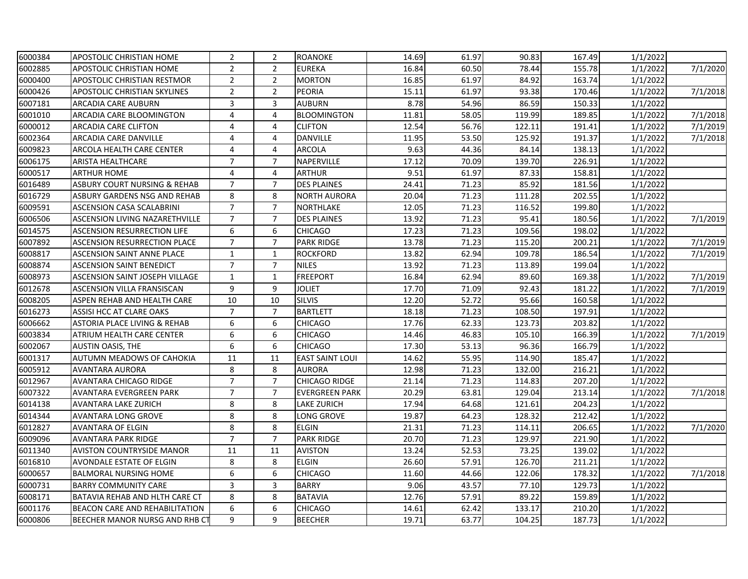| | | | | | | | | | | |
|---|---|---|---|---|---|---|---|---|---|---|
| 6000384 | APOSTOLIC CHRISTIAN HOME | 2 | 2 | ROANOKE | 14.69 | 61.97 | 90.83 | 167.49 | 1/1/2022 | |
| 6002885 | APOSTOLIC CHRISTIAN HOME | 2 | 2 | EUREKA | 16.84 | 60.50 | 78.44 | 155.78 | 1/1/2022 | 7/1/2020 |
| 6000400 | APOSTOLIC CHRISTIAN RESTMOR | 2 | 2 | MORTON | 16.85 | 61.97 | 84.92 | 163.74 | 1/1/2022 | |
| 6000426 | APOSTOLIC CHRISTIAN SKYLINES | 2 | 2 | PEORIA | 15.11 | 61.97 | 93.38 | 170.46 | 1/1/2022 | 7/1/2018 |
| 6007181 | ARCADIA CARE AUBURN | 3 | 3 | AUBURN | 8.78 | 54.96 | 86.59 | 150.33 | 1/1/2022 | |
| 6001010 | ARCADIA CARE BLOOMINGTON | 4 | 4 | BLOOMINGTON | 11.81 | 58.05 | 119.99 | 189.85 | 1/1/2022 | 7/1/2018 |
| 6000012 | ARCADIA CARE CLIFTON | 4 | 4 | CLIFTON | 12.54 | 56.76 | 122.11 | 191.41 | 1/1/2022 | 7/1/2019 |
| 6002364 | ARCADIA CARE DANVILLE | 4 | 4 | DANVILLE | 11.95 | 53.50 | 125.92 | 191.37 | 1/1/2022 | 7/1/2018 |
| 6009823 | ARCOLA HEALTH CARE CENTER | 4 | 4 | ARCOLA | 9.63 | 44.36 | 84.14 | 138.13 | 1/1/2022 | |
| 6006175 | ARISTA HEALTHCARE | 7 | 7 | NAPERVILLE | 17.12 | 70.09 | 139.70 | 226.91 | 1/1/2022 | |
| 6000517 | ARTHUR HOME | 4 | 4 | ARTHUR | 9.51 | 61.97 | 87.33 | 158.81 | 1/1/2022 | |
| 6016489 | ASBURY COURT NURSING & REHAB | 7 | 7 | DES PLAINES | 24.41 | 71.23 | 85.92 | 181.56 | 1/1/2022 | |
| 6016729 | ASBURY GARDENS NSG AND REHAB | 8 | 8 | NORTH AURORA | 20.04 | 71.23 | 111.28 | 202.55 | 1/1/2022 | |
| 6009591 | ASCENSION CASA SCALABRINI | 7 | 7 | NORTHLAKE | 12.05 | 71.23 | 116.52 | 199.80 | 1/1/2022 | |
| 6006506 | ASCENSION LIVING NAZARETHVILLE | 7 | 7 | DES PLAINES | 13.92 | 71.23 | 95.41 | 180.56 | 1/1/2022 | 7/1/2019 |
| 6014575 | ASCENSION RESURRECTION LIFE | 6 | 6 | CHICAGO | 17.23 | 71.23 | 109.56 | 198.02 | 1/1/2022 | |
| 6007892 | ASCENSION RESURRECTION PLACE | 7 | 7 | PARK RIDGE | 13.78 | 71.23 | 115.20 | 200.21 | 1/1/2022 | 7/1/2019 |
| 6008817 | ASCENSION SAINT ANNE PLACE | 1 | 1 | ROCKFORD | 13.82 | 62.94 | 109.78 | 186.54 | 1/1/2022 | 7/1/2019 |
| 6008874 | ASCENSION SAINT BENEDICT | 7 | 7 | NILES | 13.92 | 71.23 | 113.89 | 199.04 | 1/1/2022 | |
| 6008973 | ASCENSION SAINT JOSEPH VILLAGE | 1 | 1 | FREEPORT | 16.84 | 62.94 | 89.60 | 169.38 | 1/1/2022 | 7/1/2019 |
| 6012678 | ASCENSION VILLA FRANSISCAN | 9 | 9 | JOLIET | 17.70 | 71.09 | 92.43 | 181.22 | 1/1/2022 | 7/1/2019 |
| 6008205 | ASPEN REHAB AND HEALTH CARE | 10 | 10 | SILVIS | 12.20 | 52.72 | 95.66 | 160.58 | 1/1/2022 | |
| 6016273 | ASSISI HCC AT CLARE OAKS | 7 | 7 | BARTLETT | 18.18 | 71.23 | 108.50 | 197.91 | 1/1/2022 | |
| 6006662 | ASTORIA PLACE LIVING & REHAB | 6 | 6 | CHICAGO | 17.76 | 62.33 | 123.73 | 203.82 | 1/1/2022 | |
| 6003834 | ATRIUM HEALTH CARE CENTER | 6 | 6 | CHICAGO | 14.46 | 46.83 | 105.10 | 166.39 | 1/1/2022 | 7/1/2019 |
| 6002067 | AUSTIN OASIS, THE | 6 | 6 | CHICAGO | 17.30 | 53.13 | 96.36 | 166.79 | 1/1/2022 | |
| 6001317 | AUTUMN MEADOWS OF CAHOKIA | 11 | 11 | EAST SAINT LOUI | 14.62 | 55.95 | 114.90 | 185.47 | 1/1/2022 | |
| 6005912 | AVANTARA AURORA | 8 | 8 | AURORA | 12.98 | 71.23 | 132.00 | 216.21 | 1/1/2022 | |
| 6012967 | AVANTARA CHICAGO RIDGE | 7 | 7 | CHICAGO RIDGE | 21.14 | 71.23 | 114.83 | 207.20 | 1/1/2022 | |
| 6007322 | AVANTARA EVERGREEN PARK | 7 | 7 | EVERGREEN PARK | 20.29 | 63.81 | 129.04 | 213.14 | 1/1/2022 | 7/1/2018 |
| 6014138 | AVANTARA LAKE ZURICH | 8 | 8 | LAKE ZURICH | 17.94 | 64.68 | 121.61 | 204.23 | 1/1/2022 | |
| 6014344 | AVANTARA LONG GROVE | 8 | 8 | LONG GROVE | 19.87 | 64.23 | 128.32 | 212.42 | 1/1/2022 | |
| 6012827 | AVANTARA OF ELGIN | 8 | 8 | ELGIN | 21.31 | 71.23 | 114.11 | 206.65 | 1/1/2022 | 7/1/2020 |
| 6009096 | AVANTARA PARK RIDGE | 7 | 7 | PARK RIDGE | 20.70 | 71.23 | 129.97 | 221.90 | 1/1/2022 | |
| 6011340 | AVISTON COUNTRYSIDE MANOR | 11 | 11 | AVISTON | 13.24 | 52.53 | 73.25 | 139.02 | 1/1/2022 | |
| 6016810 | AVONDALE ESTATE OF ELGIN | 8 | 8 | ELGIN | 26.60 | 57.91 | 126.70 | 211.21 | 1/1/2022 | |
| 6000657 | BALMORAL NURSING HOME | 6 | 6 | CHICAGO | 11.60 | 44.66 | 122.06 | 178.32 | 1/1/2022 | 7/1/2018 |
| 6000731 | BARRY COMMUNITY CARE | 3 | 3 | BARRY | 9.06 | 43.57 | 77.10 | 129.73 | 1/1/2022 | |
| 6008171 | BATAVIA REHAB AND HLTH CARE CT | 8 | 8 | BATAVIA | 12.76 | 57.91 | 89.22 | 159.89 | 1/1/2022 | |
| 6001176 | BEACON CARE AND REHABILITATION | 6 | 6 | CHICAGO | 14.61 | 62.42 | 133.17 | 210.20 | 1/1/2022 | |
| 6000806 | BEECHER MANOR NURSG AND RHB CT | 9 | 9 | BEECHER | 19.71 | 63.77 | 104.25 | 187.73 | 1/1/2022 | |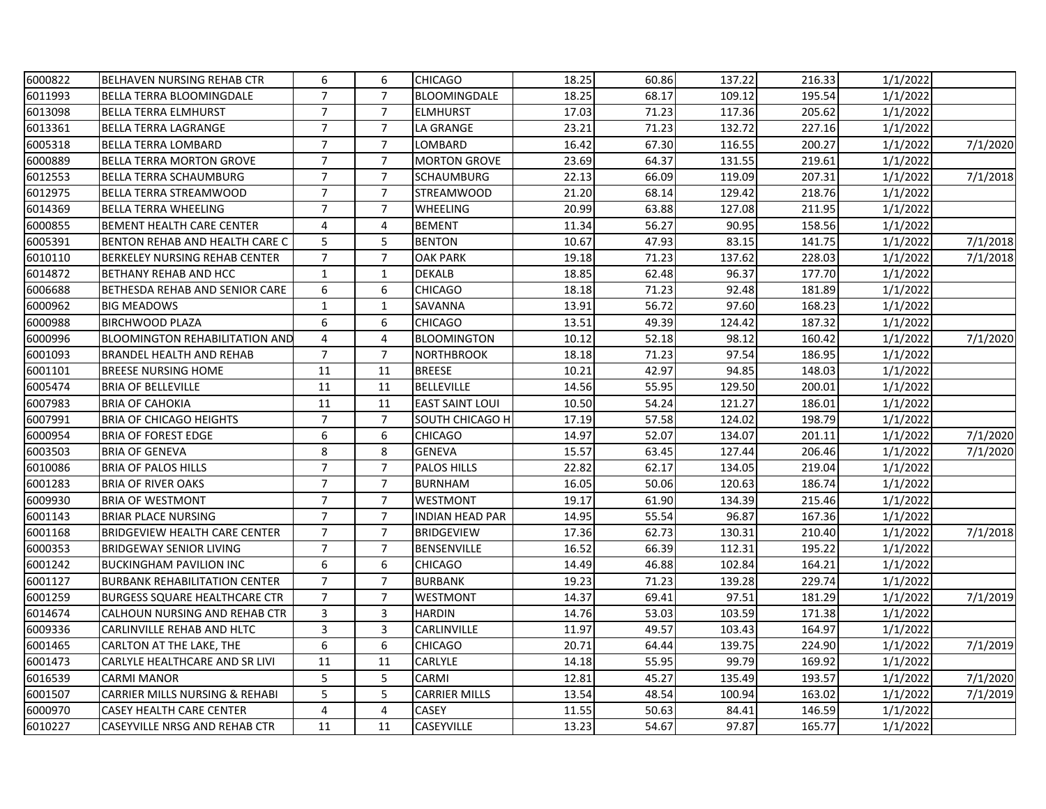| | | | | | | | | | | |
|---|---|---|---|---|---|---|---|---|---|---|
| 6000822 | BELHAVEN NURSING REHAB CTR | 6 | 6 | CHICAGO | 18.25 | 60.86 | 137.22 | 216.33 | 1/1/2022 | |
| 6011993 | BELLA TERRA BLOOMINGDALE | 7 | 7 | BLOOMINGDALE | 18.25 | 68.17 | 109.12 | 195.54 | 1/1/2022 | |
| 6013098 | BELLA TERRA ELMHURST | 7 | 7 | ELMHURST | 17.03 | 71.23 | 117.36 | 205.62 | 1/1/2022 | |
| 6013361 | BELLA TERRA LAGRANGE | 7 | 7 | LA GRANGE | 23.21 | 71.23 | 132.72 | 227.16 | 1/1/2022 | |
| 6005318 | BELLA TERRA LOMBARD | 7 | 7 | LOMBARD | 16.42 | 67.30 | 116.55 | 200.27 | 1/1/2022 | 7/1/2020 |
| 6000889 | BELLA TERRA MORTON GROVE | 7 | 7 | MORTON GROVE | 23.69 | 64.37 | 131.55 | 219.61 | 1/1/2022 | |
| 6012553 | BELLA TERRA SCHAUMBURG | 7 | 7 | SCHAUMBURG | 22.13 | 66.09 | 119.09 | 207.31 | 1/1/2022 | 7/1/2018 |
| 6012975 | BELLA TERRA STREAMWOOD | 7 | 7 | STREAMWOOD | 21.20 | 68.14 | 129.42 | 218.76 | 1/1/2022 | |
| 6014369 | BELLA TERRA WHEELING | 7 | 7 | WHEELING | 20.99 | 63.88 | 127.08 | 211.95 | 1/1/2022 | |
| 6000855 | BEMENT HEALTH CARE CENTER | 4 | 4 | BEMENT | 11.34 | 56.27 | 90.95 | 158.56 | 1/1/2022 | |
| 6005391 | BENTON REHAB AND HEALTH CARE C | 5 | 5 | BENTON | 10.67 | 47.93 | 83.15 | 141.75 | 1/1/2022 | 7/1/2018 |
| 6010110 | BERKELEY NURSING REHAB CENTER | 7 | 7 | OAK PARK | 19.18 | 71.23 | 137.62 | 228.03 | 1/1/2022 | 7/1/2018 |
| 6014872 | BETHANY REHAB AND HCC | 1 | 1 | DEKALB | 18.85 | 62.48 | 96.37 | 177.70 | 1/1/2022 | |
| 6006688 | BETHESDA REHAB AND SENIOR CARE | 6 | 6 | CHICAGO | 18.18 | 71.23 | 92.48 | 181.89 | 1/1/2022 | |
| 6000962 | BIG MEADOWS | 1 | 1 | SAVANNA | 13.91 | 56.72 | 97.60 | 168.23 | 1/1/2022 | |
| 6000988 | BIRCHWOOD PLAZA | 6 | 6 | CHICAGO | 13.51 | 49.39 | 124.42 | 187.32 | 1/1/2022 | |
| 6000996 | BLOOMINGTON REHABILITATION AND | 4 | 4 | BLOOMINGTON | 10.12 | 52.18 | 98.12 | 160.42 | 1/1/2022 | 7/1/2020 |
| 6001093 | BRANDEL HEALTH AND REHAB | 7 | 7 | NORTHBROOK | 18.18 | 71.23 | 97.54 | 186.95 | 1/1/2022 | |
| 6001101 | BREESE NURSING HOME | 11 | 11 | BREESE | 10.21 | 42.97 | 94.85 | 148.03 | 1/1/2022 | |
| 6005474 | BRIA OF BELLEVILLE | 11 | 11 | BELLEVILLE | 14.56 | 55.95 | 129.50 | 200.01 | 1/1/2022 | |
| 6007983 | BRIA OF CAHOKIA | 11 | 11 | EAST SAINT LOUI | 10.50 | 54.24 | 121.27 | 186.01 | 1/1/2022 | |
| 6007991 | BRIA OF CHICAGO HEIGHTS | 7 | 7 | SOUTH CHICAGO H | 17.19 | 57.58 | 124.02 | 198.79 | 1/1/2022 | |
| 6000954 | BRIA OF FOREST EDGE | 6 | 6 | CHICAGO | 14.97 | 52.07 | 134.07 | 201.11 | 1/1/2022 | 7/1/2020 |
| 6003503 | BRIA OF GENEVA | 8 | 8 | GENEVA | 15.57 | 63.45 | 127.44 | 206.46 | 1/1/2022 | 7/1/2020 |
| 6010086 | BRIA OF PALOS HILLS | 7 | 7 | PALOS HILLS | 22.82 | 62.17 | 134.05 | 219.04 | 1/1/2022 | |
| 6001283 | BRIA OF RIVER OAKS | 7 | 7 | BURNHAM | 16.05 | 50.06 | 120.63 | 186.74 | 1/1/2022 | |
| 6009930 | BRIA OF WESTMONT | 7 | 7 | WESTMONT | 19.17 | 61.90 | 134.39 | 215.46 | 1/1/2022 | |
| 6001143 | BRIAR PLACE NURSING | 7 | 7 | INDIAN HEAD PAR | 14.95 | 55.54 | 96.87 | 167.36 | 1/1/2022 | |
| 6001168 | BRIDGEVIEW HEALTH CARE CENTER | 7 | 7 | BRIDGEVIEW | 17.36 | 62.73 | 130.31 | 210.40 | 1/1/2022 | 7/1/2018 |
| 6000353 | BRIDGEWAY SENIOR LIVING | 7 | 7 | BENSENVILLE | 16.52 | 66.39 | 112.31 | 195.22 | 1/1/2022 | |
| 6001242 | BUCKINGHAM PAVILION INC | 6 | 6 | CHICAGO | 14.49 | 46.88 | 102.84 | 164.21 | 1/1/2022 | |
| 6001127 | BURBANK REHABILITATION CENTER | 7 | 7 | BURBANK | 19.23 | 71.23 | 139.28 | 229.74 | 1/1/2022 | |
| 6001259 | BURGESS SQUARE HEALTHCARE CTR | 7 | 7 | WESTMONT | 14.37 | 69.41 | 97.51 | 181.29 | 1/1/2022 | 7/1/2019 |
| 6014674 | CALHOUN NURSING AND REHAB CTR | 3 | 3 | HARDIN | 14.76 | 53.03 | 103.59 | 171.38 | 1/1/2022 | |
| 6009336 | CARLINVILLE REHAB AND HLTC | 3 | 3 | CARLINVILLE | 11.97 | 49.57 | 103.43 | 164.97 | 1/1/2022 | |
| 6001465 | CARLTON AT THE LAKE, THE | 6 | 6 | CHICAGO | 20.71 | 64.44 | 139.75 | 224.90 | 1/1/2022 | 7/1/2019 |
| 6001473 | CARLYLE HEALTHCARE AND SR LIVI | 11 | 11 | CARLYLE | 14.18 | 55.95 | 99.79 | 169.92 | 1/1/2022 | |
| 6016539 | CARMI MANOR | 5 | 5 | CARMI | 12.81 | 45.27 | 135.49 | 193.57 | 1/1/2022 | 7/1/2020 |
| 6001507 | CARRIER MILLS NURSING & REHABI | 5 | 5 | CARRIER MILLS | 13.54 | 48.54 | 100.94 | 163.02 | 1/1/2022 | 7/1/2019 |
| 6000970 | CASEY HEALTH CARE CENTER | 4 | 4 | CASEY | 11.55 | 50.63 | 84.41 | 146.59 | 1/1/2022 | |
| 6010227 | CASEYVILLE NRSG AND REHAB CTR | 11 | 11 | CASEYVILLE | 13.23 | 54.67 | 97.87 | 165.77 | 1/1/2022 | |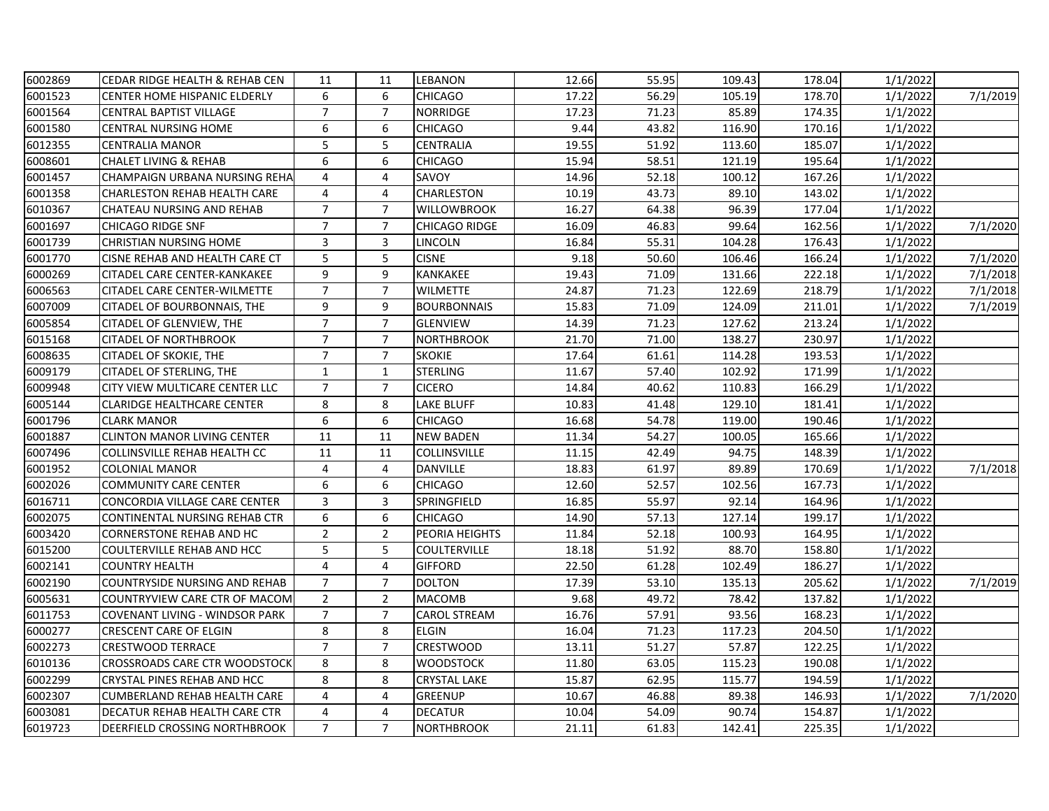| | | | | | | | | | | |
|---|---|---|---|---|---|---|---|---|---|---|
| 6002869 | CEDAR RIDGE HEALTH & REHAB CEN | 11 | 11 | LEBANON | 12.66 | 55.95 | 109.43 | 178.04 | 1/1/2022 | |
| 6001523 | CENTER HOME HISPANIC ELDERLY | 6 | 6 | CHICAGO | 17.22 | 56.29 | 105.19 | 178.70 | 1/1/2022 | 7/1/2019 |
| 6001564 | CENTRAL BAPTIST VILLAGE | 7 | 7 | NORRIDGE | 17.23 | 71.23 | 85.89 | 174.35 | 1/1/2022 | |
| 6001580 | CENTRAL NURSING HOME | 6 | 6 | CHICAGO | 9.44 | 43.82 | 116.90 | 170.16 | 1/1/2022 | |
| 6012355 | CENTRALIA MANOR | 5 | 5 | CENTRALIA | 19.55 | 51.92 | 113.60 | 185.07 | 1/1/2022 | |
| 6008601 | CHALET LIVING & REHAB | 6 | 6 | CHICAGO | 15.94 | 58.51 | 121.19 | 195.64 | 1/1/2022 | |
| 6001457 | CHAMPAIGN URBANA NURSING REHA | 4 | 4 | SAVOY | 14.96 | 52.18 | 100.12 | 167.26 | 1/1/2022 | |
| 6001358 | CHARLESTON REHAB HEALTH CARE | 4 | 4 | CHARLESTON | 10.19 | 43.73 | 89.10 | 143.02 | 1/1/2022 | |
| 6010367 | CHATEAU NURSING AND REHAB | 7 | 7 | WILLOWBROOK | 16.27 | 64.38 | 96.39 | 177.04 | 1/1/2022 | |
| 6001697 | CHICAGO RIDGE SNF | 7 | 7 | CHICAGO RIDGE | 16.09 | 46.83 | 99.64 | 162.56 | 1/1/2022 | 7/1/2020 |
| 6001739 | CHRISTIAN NURSING HOME | 3 | 3 | LINCOLN | 16.84 | 55.31 | 104.28 | 176.43 | 1/1/2022 | |
| 6001770 | CISNE REHAB AND HEALTH CARE CT | 5 | 5 | CISNE | 9.18 | 50.60 | 106.46 | 166.24 | 1/1/2022 | 7/1/2020 |
| 6000269 | CITADEL CARE CENTER-KANKAKEE | 9 | 9 | KANKAKEE | 19.43 | 71.09 | 131.66 | 222.18 | 1/1/2022 | 7/1/2018 |
| 6006563 | CITADEL CARE CENTER-WILMETTE | 7 | 7 | WILMETTE | 24.87 | 71.23 | 122.69 | 218.79 | 1/1/2022 | 7/1/2018 |
| 6007009 | CITADEL OF BOURBONNAIS, THE | 9 | 9 | BOURBONNAIS | 15.83 | 71.09 | 124.09 | 211.01 | 1/1/2022 | 7/1/2019 |
| 6005854 | CITADEL OF GLENVIEW, THE | 7 | 7 | GLENVIEW | 14.39 | 71.23 | 127.62 | 213.24 | 1/1/2022 | |
| 6015168 | CITADEL OF NORTHBROOK | 7 | 7 | NORTHBROOK | 21.70 | 71.00 | 138.27 | 230.97 | 1/1/2022 | |
| 6008635 | CITADEL OF SKOKIE, THE | 7 | 7 | SKOKIE | 17.64 | 61.61 | 114.28 | 193.53 | 1/1/2022 | |
| 6009179 | CITADEL OF STERLING, THE | 1 | 1 | STERLING | 11.67 | 57.40 | 102.92 | 171.99 | 1/1/2022 | |
| 6009948 | CITY VIEW MULTICARE CENTER LLC | 7 | 7 | CICERO | 14.84 | 40.62 | 110.83 | 166.29 | 1/1/2022 | |
| 6005144 | CLARIDGE HEALTHCARE CENTER | 8 | 8 | LAKE BLUFF | 10.83 | 41.48 | 129.10 | 181.41 | 1/1/2022 | |
| 6001796 | CLARK MANOR | 6 | 6 | CHICAGO | 16.68 | 54.78 | 119.00 | 190.46 | 1/1/2022 | |
| 6001887 | CLINTON MANOR LIVING CENTER | 11 | 11 | NEW BADEN | 11.34 | 54.27 | 100.05 | 165.66 | 1/1/2022 | |
| 6007496 | COLLINSVILLE REHAB HEALTH CC | 11 | 11 | COLLINSVILLE | 11.15 | 42.49 | 94.75 | 148.39 | 1/1/2022 | |
| 6001952 | COLONIAL MANOR | 4 | 4 | DANVILLE | 18.83 | 61.97 | 89.89 | 170.69 | 1/1/2022 | 7/1/2018 |
| 6002026 | COMMUNITY CARE CENTER | 6 | 6 | CHICAGO | 12.60 | 52.57 | 102.56 | 167.73 | 1/1/2022 | |
| 6016711 | CONCORDIA VILLAGE CARE CENTER | 3 | 3 | SPRINGFIELD | 16.85 | 55.97 | 92.14 | 164.96 | 1/1/2022 | |
| 6002075 | CONTINENTAL NURSING REHAB CTR | 6 | 6 | CHICAGO | 14.90 | 57.13 | 127.14 | 199.17 | 1/1/2022 | |
| 6003420 | CORNERSTONE REHAB AND HC | 2 | 2 | PEORIA HEIGHTS | 11.84 | 52.18 | 100.93 | 164.95 | 1/1/2022 | |
| 6015200 | COULTERVILLE REHAB AND HCC | 5 | 5 | COULTERVILLE | 18.18 | 51.92 | 88.70 | 158.80 | 1/1/2022 | |
| 6002141 | COUNTRY HEALTH | 4 | 4 | GIFFORD | 22.50 | 61.28 | 102.49 | 186.27 | 1/1/2022 | |
| 6002190 | COUNTRYSIDE NURSING AND REHAB | 7 | 7 | DOLTON | 17.39 | 53.10 | 135.13 | 205.62 | 1/1/2022 | 7/1/2019 |
| 6005631 | COUNTRYVIEW CARE CTR OF MACOM | 2 | 2 | MACOMB | 9.68 | 49.72 | 78.42 | 137.82 | 1/1/2022 | |
| 6011753 | COVENANT LIVING - WINDSOR PARK | 7 | 7 | CAROL STREAM | 16.76 | 57.91 | 93.56 | 168.23 | 1/1/2022 | |
| 6000277 | CRESCENT CARE OF ELGIN | 8 | 8 | ELGIN | 16.04 | 71.23 | 117.23 | 204.50 | 1/1/2022 | |
| 6002273 | CRESTWOOD TERRACE | 7 | 7 | CRESTWOOD | 13.11 | 51.27 | 57.87 | 122.25 | 1/1/2022 | |
| 6010136 | CROSSROADS CARE CTR WOODSTOCK | 8 | 8 | WOODSTOCK | 11.80 | 63.05 | 115.23 | 190.08 | 1/1/2022 | |
| 6002299 | CRYSTAL PINES REHAB AND HCC | 8 | 8 | CRYSTAL LAKE | 15.87 | 62.95 | 115.77 | 194.59 | 1/1/2022 | |
| 6002307 | CUMBERLAND REHAB HEALTH CARE | 4 | 4 | GREENUP | 10.67 | 46.88 | 89.38 | 146.93 | 1/1/2022 | 7/1/2020 |
| 6003081 | DECATUR REHAB HEALTH CARE CTR | 4 | 4 | DECATUR | 10.04 | 54.09 | 90.74 | 154.87 | 1/1/2022 | |
| 6019723 | DEERFIELD CROSSING NORTHBROOK | 7 | 7 | NORTHBROOK | 21.11 | 61.83 | 142.41 | 225.35 | 1/1/2022 | |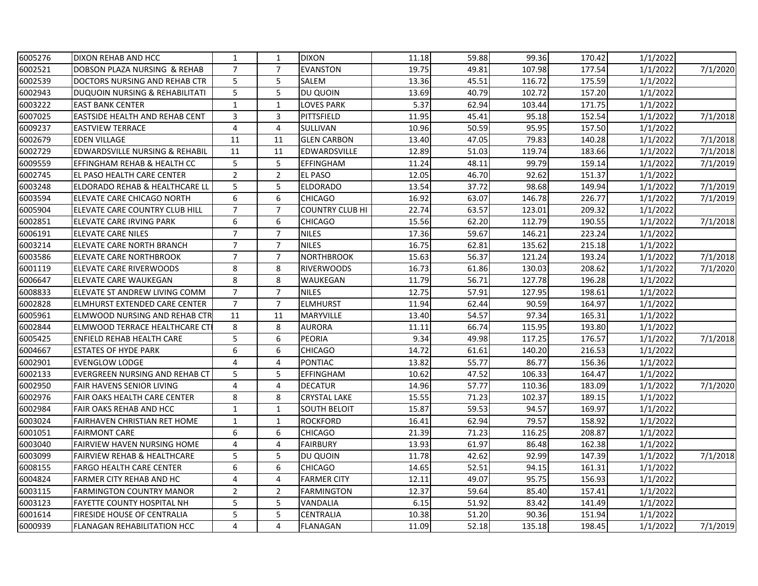| | | | | | | | | | | |
|---|---|---|---|---|---|---|---|---|---|---|
| 6005276 | DIXON REHAB AND HCC | 1 | 1 | DIXON | 11.18 | 59.88 | 99.36 | 170.42 | 1/1/2022 | |
| 6002521 | DOBSON PLAZA NURSING & REHAB | 7 | 7 | EVANSTON | 19.75 | 49.81 | 107.98 | 177.54 | 1/1/2022 | 7/1/2020 |
| 6002539 | DOCTORS NURSING AND REHAB CTR | 5 | 5 | SALEM | 13.36 | 45.51 | 116.72 | 175.59 | 1/1/2022 | |
| 6002943 | DUQUOIN NURSING & REHABILITATI | 5 | 5 | DU QUOIN | 13.69 | 40.79 | 102.72 | 157.20 | 1/1/2022 | |
| 6003222 | EAST BANK CENTER | 1 | 1 | LOVES PARK | 5.37 | 62.94 | 103.44 | 171.75 | 1/1/2022 | |
| 6007025 | EASTSIDE HEALTH AND REHAB CENT | 3 | 3 | PITTSFIELD | 11.95 | 45.41 | 95.18 | 152.54 | 1/1/2022 | 7/1/2018 |
| 6009237 | EASTVIEW TERRACE | 4 | 4 | SULLIVAN | 10.96 | 50.59 | 95.95 | 157.50 | 1/1/2022 | |
| 6002679 | EDEN VILLAGE | 11 | 11 | GLEN CARBON | 13.40 | 47.05 | 79.83 | 140.28 | 1/1/2022 | 7/1/2018 |
| 6002729 | EDWARDSVILLE NURSING & REHABIL | 11 | 11 | EDWARDSVILLE | 12.89 | 51.03 | 119.74 | 183.66 | 1/1/2022 | 7/1/2018 |
| 6009559 | EFFINGHAM REHAB & HEALTH CC | 5 | 5 | EFFINGHAM | 11.24 | 48.11 | 99.79 | 159.14 | 1/1/2022 | 7/1/2019 |
| 6002745 | EL PASO HEALTH CARE CENTER | 2 | 2 | EL PASO | 12.05 | 46.70 | 92.62 | 151.37 | 1/1/2022 | |
| 6003248 | ELDORADO REHAB & HEALTHCARE LL | 5 | 5 | ELDORADO | 13.54 | 37.72 | 98.68 | 149.94 | 1/1/2022 | 7/1/2019 |
| 6003594 | ELEVATE CARE CHICAGO NORTH | 6 | 6 | CHICAGO | 16.92 | 63.07 | 146.78 | 226.77 | 1/1/2022 | 7/1/2019 |
| 6005904 | ELEVATE CARE COUNTRY CLUB HILL | 7 | 7 | COUNTRY CLUB HI | 22.74 | 63.57 | 123.01 | 209.32 | 1/1/2022 | |
| 6002851 | ELEVATE CARE IRVING PARK | 6 | 6 | CHICAGO | 15.56 | 62.20 | 112.79 | 190.55 | 1/1/2022 | 7/1/2018 |
| 6006191 | ELEVATE CARE NILES | 7 | 7 | NILES | 17.36 | 59.67 | 146.21 | 223.24 | 1/1/2022 | |
| 6003214 | ELEVATE CARE NORTH BRANCH | 7 | 7 | NILES | 16.75 | 62.81 | 135.62 | 215.18 | 1/1/2022 | |
| 6003586 | ELEVATE CARE NORTHBROOK | 7 | 7 | NORTHBROOK | 15.63 | 56.37 | 121.24 | 193.24 | 1/1/2022 | 7/1/2018 |
| 6001119 | ELEVATE CARE RIVERWOODS | 8 | 8 | RIVERWOODS | 16.73 | 61.86 | 130.03 | 208.62 | 1/1/2022 | 7/1/2020 |
| 6006647 | ELEVATE CARE WAUKEGAN | 8 | 8 | WAUKEGAN | 11.79 | 56.71 | 127.78 | 196.28 | 1/1/2022 | |
| 6008833 | ELEVATE ST ANDREW LIVING COMM | 7 | 7 | NILES | 12.75 | 57.91 | 127.95 | 198.61 | 1/1/2022 | |
| 6002828 | ELMHURST EXTENDED CARE CENTER | 7 | 7 | ELMHURST | 11.94 | 62.44 | 90.59 | 164.97 | 1/1/2022 | |
| 6005961 | ELMWOOD NURSING AND REHAB CTR | 11 | 11 | MARYVILLE | 13.40 | 54.57 | 97.34 | 165.31 | 1/1/2022 | |
| 6002844 | ELMWOOD TERRACE HEALTHCARE CTI | 8 | 8 | AURORA | 11.11 | 66.74 | 115.95 | 193.80 | 1/1/2022 | |
| 6005425 | ENFIELD REHAB HEALTH CARE | 5 | 6 | PEORIA | 9.34 | 49.98 | 117.25 | 176.57 | 1/1/2022 | 7/1/2018 |
| 6004667 | ESTATES OF HYDE PARK | 6 | 6 | CHICAGO | 14.72 | 61.61 | 140.20 | 216.53 | 1/1/2022 | |
| 6002901 | EVENGLOW LODGE | 4 | 4 | PONTIAC | 13.82 | 55.77 | 86.77 | 156.36 | 1/1/2022 | |
| 6002133 | EVERGREEN NURSING AND REHAB CT | 5 | 5 | EFFINGHAM | 10.62 | 47.52 | 106.33 | 164.47 | 1/1/2022 | |
| 6002950 | FAIR HAVENS SENIOR LIVING | 4 | 4 | DECATUR | 14.96 | 57.77 | 110.36 | 183.09 | 1/1/2022 | 7/1/2020 |
| 6002976 | FAIR OAKS HEALTH CARE CENTER | 8 | 8 | CRYSTAL LAKE | 15.55 | 71.23 | 102.37 | 189.15 | 1/1/2022 | |
| 6002984 | FAIR OAKS REHAB AND HCC | 1 | 1 | SOUTH BELOIT | 15.87 | 59.53 | 94.57 | 169.97 | 1/1/2022 | |
| 6003024 | FAIRHAVEN CHRISTIAN RET HOME | 1 | 1 | ROCKFORD | 16.41 | 62.94 | 79.57 | 158.92 | 1/1/2022 | |
| 6001051 | FAIRMONT CARE | 6 | 6 | CHICAGO | 21.39 | 71.23 | 116.25 | 208.87 | 1/1/2022 | |
| 6003040 | FAIRVIEW HAVEN NURSING HOME | 4 | 4 | FAIRBURY | 13.93 | 61.97 | 86.48 | 162.38 | 1/1/2022 | |
| 6003099 | FAIRVIEW REHAB & HEALTHCARE | 5 | 5 | DU QUOIN | 11.78 | 42.62 | 92.99 | 147.39 | 1/1/2022 | 7/1/2018 |
| 6008155 | FARGO HEALTH CARE CENTER | 6 | 6 | CHICAGO | 14.65 | 52.51 | 94.15 | 161.31 | 1/1/2022 | |
| 6004824 | FARMER CITY REHAB AND HC | 4 | 4 | FARMER CITY | 12.11 | 49.07 | 95.75 | 156.93 | 1/1/2022 | |
| 6003115 | FARMINGTON COUNTRY MANOR | 2 | 2 | FARMINGTON | 12.37 | 59.64 | 85.40 | 157.41 | 1/1/2022 | |
| 6003123 | FAYETTE COUNTY HOSPITAL NH | 5 | 5 | VANDALIA | 6.15 | 51.92 | 83.42 | 141.49 | 1/1/2022 | |
| 6001614 | FIRESIDE HOUSE OF CENTRALIA | 5 | 5 | CENTRALIA | 10.38 | 51.20 | 90.36 | 151.94 | 1/1/2022 | |
| 6000939 | FLANAGAN REHABILITATION HCC | 4 | 4 | FLANAGAN | 11.09 | 52.18 | 135.18 | 198.45 | 1/1/2022 | 7/1/2019 |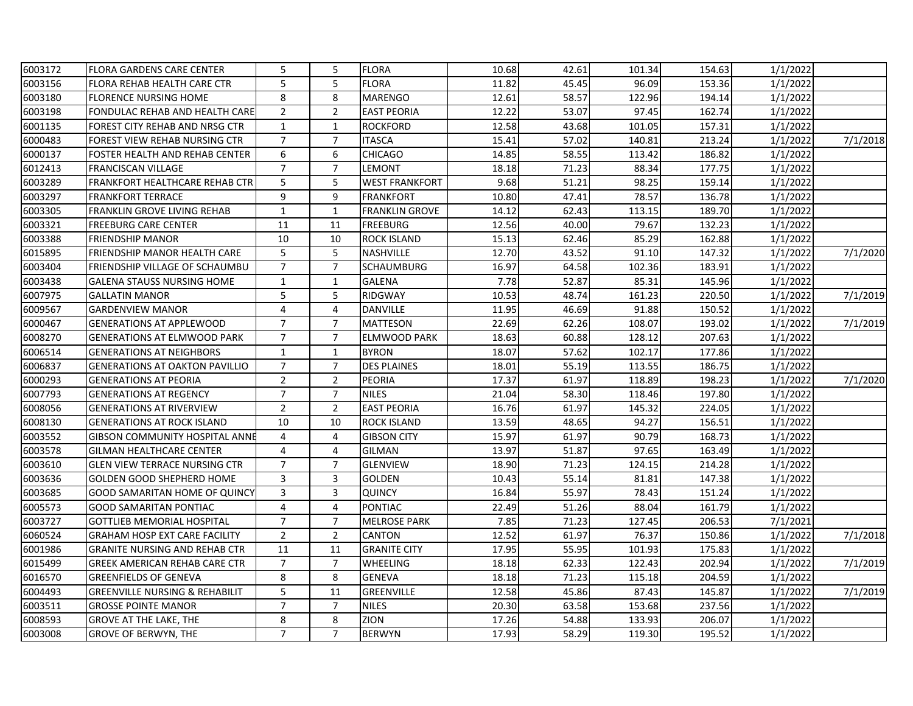| | | | | | | | | | | |
|---|---|---|---|---|---|---|---|---|---|---|
| 6003172 | FLORA GARDENS CARE CENTER | 5 | 5 | FLORA | 10.68 | 42.61 | 101.34 | 154.63 | 1/1/2022 | |
| 6003156 | FLORA REHAB HEALTH CARE CTR | 5 | 5 | FLORA | 11.82 | 45.45 | 96.09 | 153.36 | 1/1/2022 | |
| 6003180 | FLORENCE NURSING HOME | 8 | 8 | MARENGO | 12.61 | 58.57 | 122.96 | 194.14 | 1/1/2022 | |
| 6003198 | FONDULAC REHAB AND HEALTH CARE | 2 | 2 | EAST PEORIA | 12.22 | 53.07 | 97.45 | 162.74 | 1/1/2022 | |
| 6001135 | FOREST CITY REHAB AND NRSG CTR | 1 | 1 | ROCKFORD | 12.58 | 43.68 | 101.05 | 157.31 | 1/1/2022 | |
| 6000483 | FOREST VIEW REHAB NURSING CTR | 7 | 7 | ITASCA | 15.41 | 57.02 | 140.81 | 213.24 | 1/1/2022 | 7/1/2018 |
| 6000137 | FOSTER HEALTH AND REHAB CENTER | 6 | 6 | CHICAGO | 14.85 | 58.55 | 113.42 | 186.82 | 1/1/2022 | |
| 6012413 | FRANCISCAN VILLAGE | 7 | 7 | LEMONT | 18.18 | 71.23 | 88.34 | 177.75 | 1/1/2022 | |
| 6003289 | FRANKFORT HEALTHCARE REHAB CTR | 5 | 5 | WEST FRANKFORT | 9.68 | 51.21 | 98.25 | 159.14 | 1/1/2022 | |
| 6003297 | FRANKFORT TERRACE | 9 | 9 | FRANKFORT | 10.80 | 47.41 | 78.57 | 136.78 | 1/1/2022 | |
| 6003305 | FRANKLIN GROVE LIVING REHAB | 1 | 1 | FRANKLIN GROVE | 14.12 | 62.43 | 113.15 | 189.70 | 1/1/2022 | |
| 6003321 | FREEBURG CARE CENTER | 11 | 11 | FREEBURG | 12.56 | 40.00 | 79.67 | 132.23 | 1/1/2022 | |
| 6003388 | FRIENDSHIP MANOR | 10 | 10 | ROCK ISLAND | 15.13 | 62.46 | 85.29 | 162.88 | 1/1/2022 | |
| 6015895 | FRIENDSHIP MANOR HEALTH CARE | 5 | 5 | NASHVILLE | 12.70 | 43.52 | 91.10 | 147.32 | 1/1/2022 | 7/1/2020 |
| 6003404 | FRIENDSHIP VILLAGE OF SCHAUMBU | 7 | 7 | SCHAUMBURG | 16.97 | 64.58 | 102.36 | 183.91 | 1/1/2022 | |
| 6003438 | GALENA STAUSS NURSING HOME | 1 | 1 | GALENA | 7.78 | 52.87 | 85.31 | 145.96 | 1/1/2022 | |
| 6007975 | GALLATIN MANOR | 5 | 5 | RIDGWAY | 10.53 | 48.74 | 161.23 | 220.50 | 1/1/2022 | 7/1/2019 |
| 6009567 | GARDENVIEW MANOR | 4 | 4 | DANVILLE | 11.95 | 46.69 | 91.88 | 150.52 | 1/1/2022 | |
| 6000467 | GENERATIONS AT APPLEWOOD | 7 | 7 | MATTESON | 22.69 | 62.26 | 108.07 | 193.02 | 1/1/2022 | 7/1/2019 |
| 6008270 | GENERATIONS AT ELMWOOD PARK | 7 | 7 | ELMWOOD PARK | 18.63 | 60.88 | 128.12 | 207.63 | 1/1/2022 | |
| 6006514 | GENERATIONS AT NEIGHBORS | 1 | 1 | BYRON | 18.07 | 57.62 | 102.17 | 177.86 | 1/1/2022 | |
| 6006837 | GENERATIONS AT OAKTON PAVILLIO | 7 | 7 | DES PLAINES | 18.01 | 55.19 | 113.55 | 186.75 | 1/1/2022 | |
| 6000293 | GENERATIONS AT PEORIA | 2 | 2 | PEORIA | 17.37 | 61.97 | 118.89 | 198.23 | 1/1/2022 | 7/1/2020 |
| 6007793 | GENERATIONS AT REGENCY | 7 | 7 | NILES | 21.04 | 58.30 | 118.46 | 197.80 | 1/1/2022 | |
| 6008056 | GENERATIONS AT RIVERVIEW | 2 | 2 | EAST PEORIA | 16.76 | 61.97 | 145.32 | 224.05 | 1/1/2022 | |
| 6008130 | GENERATIONS AT ROCK ISLAND | 10 | 10 | ROCK ISLAND | 13.59 | 48.65 | 94.27 | 156.51 | 1/1/2022 | |
| 6003552 | GIBSON COMMUNITY HOSPITAL ANNE | 4 | 4 | GIBSON CITY | 15.97 | 61.97 | 90.79 | 168.73 | 1/1/2022 | |
| 6003578 | GILMAN HEALTHCARE CENTER | 4 | 4 | GILMAN | 13.97 | 51.87 | 97.65 | 163.49 | 1/1/2022 | |
| 6003610 | GLEN VIEW TERRACE NURSING CTR | 7 | 7 | GLENVIEW | 18.90 | 71.23 | 124.15 | 214.28 | 1/1/2022 | |
| 6003636 | GOLDEN GOOD SHEPHERD HOME | 3 | 3 | GOLDEN | 10.43 | 55.14 | 81.81 | 147.38 | 1/1/2022 | |
| 6003685 | GOOD SAMARITAN HOME OF QUINCY | 3 | 3 | QUINCY | 16.84 | 55.97 | 78.43 | 151.24 | 1/1/2022 | |
| 6005573 | GOOD SAMARITAN PONTIAC | 4 | 4 | PONTIAC | 22.49 | 51.26 | 88.04 | 161.79 | 1/1/2022 | |
| 6003727 | GOTTLIEB MEMORIAL HOSPITAL | 7 | 7 | MELROSE PARK | 7.85 | 71.23 | 127.45 | 206.53 | 7/1/2021 | |
| 6060524 | GRAHAM HOSP EXT CARE FACILITY | 2 | 2 | CANTON | 12.52 | 61.97 | 76.37 | 150.86 | 1/1/2022 | 7/1/2018 |
| 6001986 | GRANITE NURSING AND REHAB CTR | 11 | 11 | GRANITE CITY | 17.95 | 55.95 | 101.93 | 175.83 | 1/1/2022 | |
| 6015499 | GREEK AMERICAN REHAB CARE CTR | 7 | 7 | WHEELING | 18.18 | 62.33 | 122.43 | 202.94 | 1/1/2022 | 7/1/2019 |
| 6016570 | GREENFIELDS OF GENEVA | 8 | 8 | GENEVA | 18.18 | 71.23 | 115.18 | 204.59 | 1/1/2022 | |
| 6004493 | GREENVILLE NURSING & REHABILIT | 5 | 11 | GREENVILLE | 12.58 | 45.86 | 87.43 | 145.87 | 1/1/2022 | 7/1/2019 |
| 6003511 | GROSSE POINTE MANOR | 7 | 7 | NILES | 20.30 | 63.58 | 153.68 | 237.56 | 1/1/2022 | |
| 6008593 | GROVE AT THE LAKE, THE | 8 | 8 | ZION | 17.26 | 54.88 | 133.93 | 206.07 | 1/1/2022 | |
| 6003008 | GROVE OF BERWYN, THE | 7 | 7 | BERWYN | 17.93 | 58.29 | 119.30 | 195.52 | 1/1/2022 | |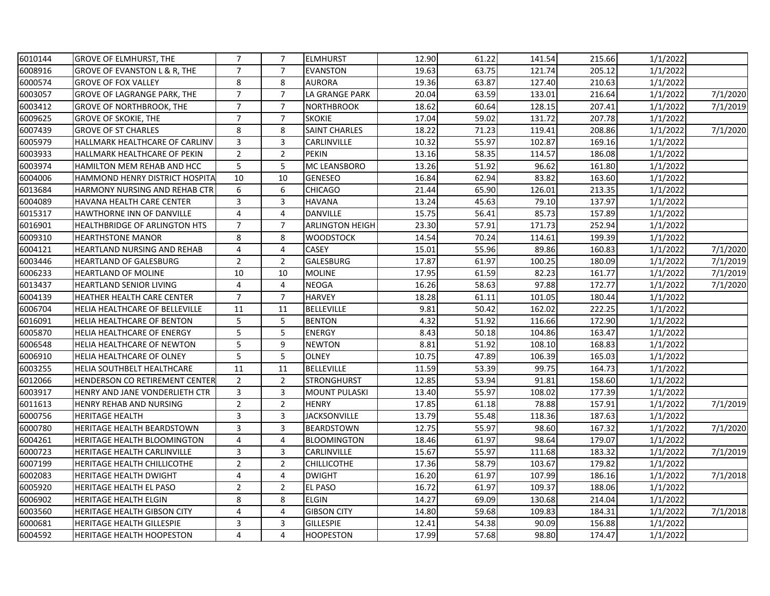| | | | | | | | | | | |
|---|---|---|---|---|---|---|---|---|---|---|
| 6010144 | GROVE OF ELMHURST, THE | 7 | 7 | ELMHURST | 12.90 | 61.22 | 141.54 | 215.66 | 1/1/2022 | |
| 6008916 | GROVE OF EVANSTON L & R, THE | 7 | 7 | EVANSTON | 19.63 | 63.75 | 121.74 | 205.12 | 1/1/2022 | |
| 6000574 | GROVE OF FOX VALLEY | 8 | 8 | AURORA | 19.36 | 63.87 | 127.40 | 210.63 | 1/1/2022 | |
| 6003057 | GROVE OF LAGRANGE PARK, THE | 7 | 7 | LA GRANGE PARK | 20.04 | 63.59 | 133.01 | 216.64 | 1/1/2022 | 7/1/2020 |
| 6003412 | GROVE OF NORTHBROOK, THE | 7 | 7 | NORTHBROOK | 18.62 | 60.64 | 128.15 | 207.41 | 1/1/2022 | 7/1/2019 |
| 6009625 | GROVE OF SKOKIE, THE | 7 | 7 | SKOKIE | 17.04 | 59.02 | 131.72 | 207.78 | 1/1/2022 | |
| 6007439 | GROVE OF ST CHARLES | 8 | 8 | SAINT CHARLES | 18.22 | 71.23 | 119.41 | 208.86 | 1/1/2022 | 7/1/2020 |
| 6005979 | HALLMARK HEALTHCARE OF CARLINV | 3 | 3 | CARLINVILLE | 10.32 | 55.97 | 102.87 | 169.16 | 1/1/2022 | |
| 6003933 | HALLMARK HEALTHCARE OF PEKIN | 2 | 2 | PEKIN | 13.16 | 58.35 | 114.57 | 186.08 | 1/1/2022 | |
| 6003974 | HAMILTON MEM REHAB AND HCC | 5 | 5 | MC LEANSBORO | 13.26 | 51.92 | 96.62 | 161.80 | 1/1/2022 | |
| 6004006 | HAMMOND HENRY DISTRICT HOSPITA | 10 | 10 | GENESEO | 16.84 | 62.94 | 83.82 | 163.60 | 1/1/2022 | |
| 6013684 | HARMONY NURSING AND REHAB CTR | 6 | 6 | CHICAGO | 21.44 | 65.90 | 126.01 | 213.35 | 1/1/2022 | |
| 6004089 | HAVANA HEALTH CARE CENTER | 3 | 3 | HAVANA | 13.24 | 45.63 | 79.10 | 137.97 | 1/1/2022 | |
| 6015317 | HAWTHORNE INN OF DANVILLE | 4 | 4 | DANVILLE | 15.75 | 56.41 | 85.73 | 157.89 | 1/1/2022 | |
| 6016901 | HEALTHBRIDGE OF ARLINGTON HTS | 7 | 7 | ARLINGTON HEIGH | 23.30 | 57.91 | 171.73 | 252.94 | 1/1/2022 | |
| 6009310 | HEARTHSTONE MANOR | 8 | 8 | WOODSTOCK | 14.54 | 70.24 | 114.61 | 199.39 | 1/1/2022 | |
| 6004121 | HEARTLAND NURSING AND REHAB | 4 | 4 | CASEY | 15.01 | 55.96 | 89.86 | 160.83 | 1/1/2022 | 7/1/2020 |
| 6003446 | HEARTLAND OF GALESBURG | 2 | 2 | GALESBURG | 17.87 | 61.97 | 100.25 | 180.09 | 1/1/2022 | 7/1/2019 |
| 6006233 | HEARTLAND OF MOLINE | 10 | 10 | MOLINE | 17.95 | 61.59 | 82.23 | 161.77 | 1/1/2022 | 7/1/2019 |
| 6013437 | HEARTLAND SENIOR LIVING | 4 | 4 | NEOGA | 16.26 | 58.63 | 97.88 | 172.77 | 1/1/2022 | 7/1/2020 |
| 6004139 | HEATHER HEALTH CARE CENTER | 7 | 7 | HARVEY | 18.28 | 61.11 | 101.05 | 180.44 | 1/1/2022 | |
| 6006704 | HELIA HEALTHCARE OF BELLEVILLE | 11 | 11 | BELLEVILLE | 9.81 | 50.42 | 162.02 | 222.25 | 1/1/2022 | |
| 6016091 | HELIA HEALTHCARE OF BENTON | 5 | 5 | BENTON | 4.32 | 51.92 | 116.66 | 172.90 | 1/1/2022 | |
| 6005870 | HELIA HEALTHCARE OF ENERGY | 5 | 5 | ENERGY | 8.43 | 50.18 | 104.86 | 163.47 | 1/1/2022 | |
| 6006548 | HELIA HEALTHCARE OF NEWTON | 5 | 9 | NEWTON | 8.81 | 51.92 | 108.10 | 168.83 | 1/1/2022 | |
| 6006910 | HELIA HEALTHCARE OF OLNEY | 5 | 5 | OLNEY | 10.75 | 47.89 | 106.39 | 165.03 | 1/1/2022 | |
| 6003255 | HELIA SOUTHBELT HEALTHCARE | 11 | 11 | BELLEVILLE | 11.59 | 53.39 | 99.75 | 164.73 | 1/1/2022 | |
| 6012066 | HENDERSON CO RETIREMENT CENTER | 2 | 2 | STRONGHURST | 12.85 | 53.94 | 91.81 | 158.60 | 1/1/2022 | |
| 6003917 | HENRY AND JANE VONDERLIETH CTR | 3 | 3 | MOUNT PULASKI | 13.40 | 55.97 | 108.02 | 177.39 | 1/1/2022 | |
| 6011613 | HENRY REHAB AND NURSING | 2 | 2 | HENRY | 17.85 | 61.18 | 78.88 | 157.91 | 1/1/2022 | 7/1/2019 |
| 6000756 | HERITAGE HEALTH | 3 | 3 | JACKSONVILLE | 13.79 | 55.48 | 118.36 | 187.63 | 1/1/2022 | |
| 6000780 | HERITAGE HEALTH BEARDSTOWN | 3 | 3 | BEARDSTOWN | 12.75 | 55.97 | 98.60 | 167.32 | 1/1/2022 | 7/1/2020 |
| 6004261 | HERITAGE HEALTH BLOOMINGTON | 4 | 4 | BLOOMINGTON | 18.46 | 61.97 | 98.64 | 179.07 | 1/1/2022 | |
| 6000723 | HERITAGE HEALTH CARLINVILLE | 3 | 3 | CARLINVILLE | 15.67 | 55.97 | 111.68 | 183.32 | 1/1/2022 | 7/1/2019 |
| 6007199 | HERITAGE HEALTH CHILLICOTHE | 2 | 2 | CHILLICOTHE | 17.36 | 58.79 | 103.67 | 179.82 | 1/1/2022 | |
| 6002083 | HERITAGE HEALTH DWIGHT | 4 | 4 | DWIGHT | 16.20 | 61.97 | 107.99 | 186.16 | 1/1/2022 | 7/1/2018 |
| 6005920 | HERITAGE HEALTH EL PASO | 2 | 2 | EL PASO | 16.72 | 61.97 | 109.37 | 188.06 | 1/1/2022 | |
| 6006902 | HERITAGE HEALTH ELGIN | 8 | 8 | ELGIN | 14.27 | 69.09 | 130.68 | 214.04 | 1/1/2022 | |
| 6003560 | HERITAGE HEALTH GIBSON CITY | 4 | 4 | GIBSON CITY | 14.80 | 59.68 | 109.83 | 184.31 | 1/1/2022 | 7/1/2018 |
| 6000681 | HERITAGE HEALTH GILLESPIE | 3 | 3 | GILLESPIE | 12.41 | 54.38 | 90.09 | 156.88 | 1/1/2022 | |
| 6004592 | HERITAGE HEALTH HOOPESTON | 4 | 4 | HOOPESTON | 17.99 | 57.68 | 98.80 | 174.47 | 1/1/2022 | |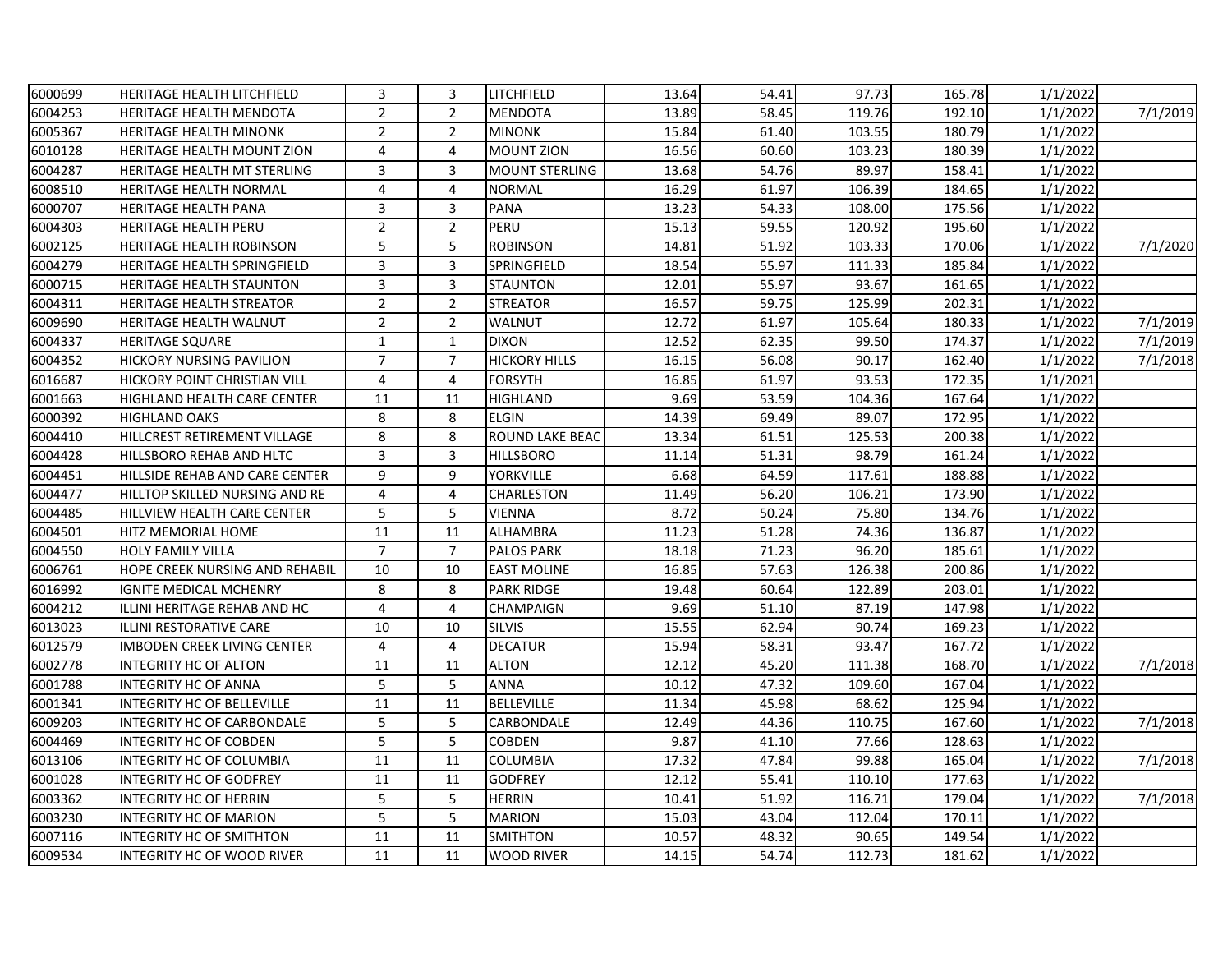| | | | | | | | | | | |
|---|---|---|---|---|---|---|---|---|---|---|
| 6000699 | HERITAGE HEALTH LITCHFIELD | 3 | 3 | LITCHFIELD | 13.64 | 54.41 | 97.73 | 165.78 | 1/1/2022 | |
| 6004253 | HERITAGE HEALTH MENDOTA | 2 | 2 | MENDOTA | 13.89 | 58.45 | 119.76 | 192.10 | 1/1/2022 | 7/1/2019 |
| 6005367 | HERITAGE HEALTH MINONK | 2 | 2 | MINONK | 15.84 | 61.40 | 103.55 | 180.79 | 1/1/2022 | |
| 6010128 | HERITAGE HEALTH MOUNT ZION | 4 | 4 | MOUNT ZION | 16.56 | 60.60 | 103.23 | 180.39 | 1/1/2022 | |
| 6004287 | HERITAGE HEALTH MT STERLING | 3 | 3 | MOUNT STERLING | 13.68 | 54.76 | 89.97 | 158.41 | 1/1/2022 | |
| 6008510 | HERITAGE HEALTH NORMAL | 4 | 4 | NORMAL | 16.29 | 61.97 | 106.39 | 184.65 | 1/1/2022 | |
| 6000707 | HERITAGE HEALTH PANA | 3 | 3 | PANA | 13.23 | 54.33 | 108.00 | 175.56 | 1/1/2022 | |
| 6004303 | HERITAGE HEALTH PERU | 2 | 2 | PERU | 15.13 | 59.55 | 120.92 | 195.60 | 1/1/2022 | |
| 6002125 | HERITAGE HEALTH ROBINSON | 5 | 5 | ROBINSON | 14.81 | 51.92 | 103.33 | 170.06 | 1/1/2022 | 7/1/2020 |
| 6004279 | HERITAGE HEALTH SPRINGFIELD | 3 | 3 | SPRINGFIELD | 18.54 | 55.97 | 111.33 | 185.84 | 1/1/2022 | |
| 6000715 | HERITAGE HEALTH STAUNTON | 3 | 3 | STAUNTON | 12.01 | 55.97 | 93.67 | 161.65 | 1/1/2022 | |
| 6004311 | HERITAGE HEALTH STREATOR | 2 | 2 | STREATOR | 16.57 | 59.75 | 125.99 | 202.31 | 1/1/2022 | |
| 6009690 | HERITAGE HEALTH WALNUT | 2 | 2 | WALNUT | 12.72 | 61.97 | 105.64 | 180.33 | 1/1/2022 | 7/1/2019 |
| 6004337 | HERITAGE SQUARE | 1 | 1 | DIXON | 12.52 | 62.35 | 99.50 | 174.37 | 1/1/2022 | 7/1/2019 |
| 6004352 | HICKORY NURSING PAVILION | 7 | 7 | HICKORY HILLS | 16.15 | 56.08 | 90.17 | 162.40 | 1/1/2022 | 7/1/2018 |
| 6016687 | HICKORY POINT CHRISTIAN VILL | 4 | 4 | FORSYTH | 16.85 | 61.97 | 93.53 | 172.35 | 1/1/2021 | |
| 6001663 | HIGHLAND HEALTH CARE CENTER | 11 | 11 | HIGHLAND | 9.69 | 53.59 | 104.36 | 167.64 | 1/1/2022 | |
| 6000392 | HIGHLAND OAKS | 8 | 8 | ELGIN | 14.39 | 69.49 | 89.07 | 172.95 | 1/1/2022 | |
| 6004410 | HILLCREST RETIREMENT VILLAGE | 8 | 8 | ROUND LAKE BEAC | 13.34 | 61.51 | 125.53 | 200.38 | 1/1/2022 | |
| 6004428 | HILLSBORO REHAB AND HLTC | 3 | 3 | HILLSBORO | 11.14 | 51.31 | 98.79 | 161.24 | 1/1/2022 | |
| 6004451 | HILLSIDE REHAB AND CARE CENTER | 9 | 9 | YORKVILLE | 6.68 | 64.59 | 117.61 | 188.88 | 1/1/2022 | |
| 6004477 | HILLTOP SKILLED NURSING AND RE | 4 | 4 | CHARLESTON | 11.49 | 56.20 | 106.21 | 173.90 | 1/1/2022 | |
| 6004485 | HILLVIEW HEALTH CARE CENTER | 5 | 5 | VIENNA | 8.72 | 50.24 | 75.80 | 134.76 | 1/1/2022 | |
| 6004501 | HITZ MEMORIAL HOME | 11 | 11 | ALHAMBRA | 11.23 | 51.28 | 74.36 | 136.87 | 1/1/2022 | |
| 6004550 | HOLY FAMILY VILLA | 7 | 7 | PALOS PARK | 18.18 | 71.23 | 96.20 | 185.61 | 1/1/2022 | |
| 6006761 | HOPE CREEK NURSING AND REHABIL | 10 | 10 | EAST MOLINE | 16.85 | 57.63 | 126.38 | 200.86 | 1/1/2022 | |
| 6016992 | IGNITE MEDICAL MCHENRY | 8 | 8 | PARK RIDGE | 19.48 | 60.64 | 122.89 | 203.01 | 1/1/2022 | |
| 6004212 | ILLINI HERITAGE REHAB AND HC | 4 | 4 | CHAMPAIGN | 9.69 | 51.10 | 87.19 | 147.98 | 1/1/2022 | |
| 6013023 | ILLINI RESTORATIVE CARE | 10 | 10 | SILVIS | 15.55 | 62.94 | 90.74 | 169.23 | 1/1/2022 | |
| 6012579 | IMBODEN CREEK LIVING CENTER | 4 | 4 | DECATUR | 15.94 | 58.31 | 93.47 | 167.72 | 1/1/2022 | |
| 6002778 | INTEGRITY HC OF ALTON | 11 | 11 | ALTON | 12.12 | 45.20 | 111.38 | 168.70 | 1/1/2022 | 7/1/2018 |
| 6001788 | INTEGRITY HC OF ANNA | 5 | 5 | ANNA | 10.12 | 47.32 | 109.60 | 167.04 | 1/1/2022 | |
| 6001341 | INTEGRITY HC OF BELLEVILLE | 11 | 11 | BELLEVILLE | 11.34 | 45.98 | 68.62 | 125.94 | 1/1/2022 | |
| 6009203 | INTEGRITY HC OF CARBONDALE | 5 | 5 | CARBONDALE | 12.49 | 44.36 | 110.75 | 167.60 | 1/1/2022 | 7/1/2018 |
| 6004469 | INTEGRITY HC OF COBDEN | 5 | 5 | COBDEN | 9.87 | 41.10 | 77.66 | 128.63 | 1/1/2022 | |
| 6013106 | INTEGRITY HC OF COLUMBIA | 11 | 11 | COLUMBIA | 17.32 | 47.84 | 99.88 | 165.04 | 1/1/2022 | 7/1/2018 |
| 6001028 | INTEGRITY HC OF GODFREY | 11 | 11 | GODFREY | 12.12 | 55.41 | 110.10 | 177.63 | 1/1/2022 | |
| 6003362 | INTEGRITY HC OF HERRIN | 5 | 5 | HERRIN | 10.41 | 51.92 | 116.71 | 179.04 | 1/1/2022 | 7/1/2018 |
| 6003230 | INTEGRITY HC OF MARION | 5 | 5 | MARION | 15.03 | 43.04 | 112.04 | 170.11 | 1/1/2022 | |
| 6007116 | INTEGRITY HC OF SMITHTON | 11 | 11 | SMITHTON | 10.57 | 48.32 | 90.65 | 149.54 | 1/1/2022 | |
| 6009534 | INTEGRITY HC OF WOOD RIVER | 11 | 11 | WOOD RIVER | 14.15 | 54.74 | 112.73 | 181.62 | 1/1/2022 | |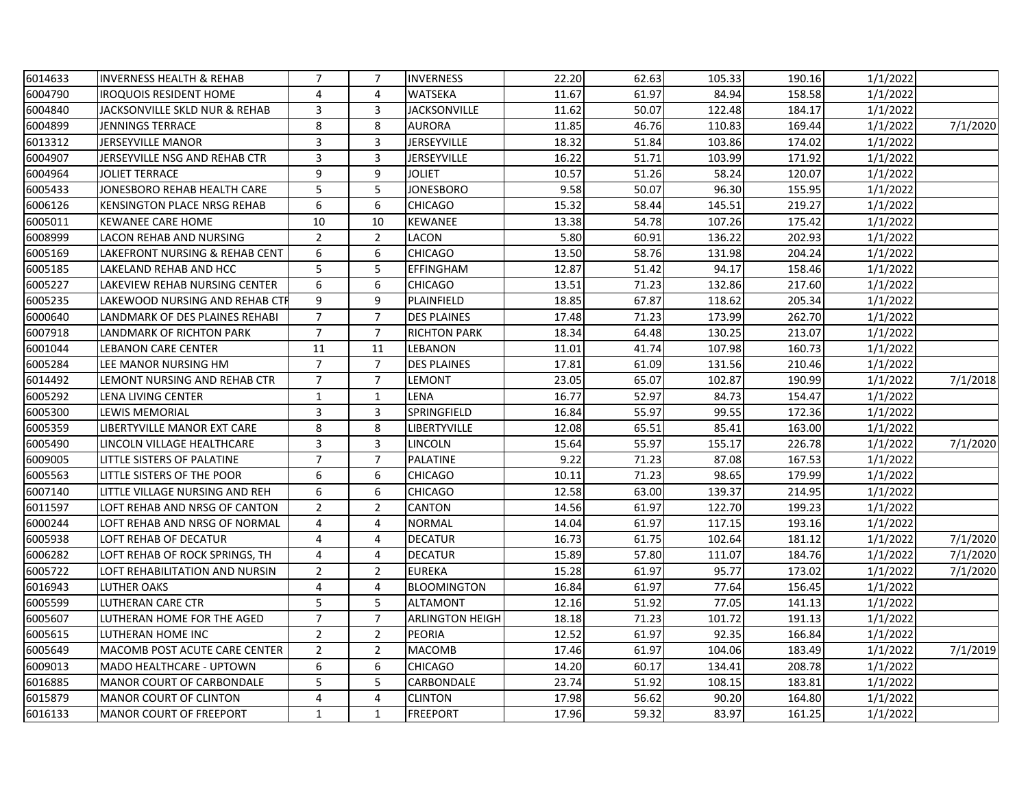| | | | | | | | | | | |
|---|---|---|---|---|---|---|---|---|---|---|
| 6014633 | INVERNESS HEALTH & REHAB | 7 | 7 | INVERNESS | 22.20 | 62.63 | 105.33 | 190.16 | 1/1/2022 | |
| 6004790 | IROQUOIS RESIDENT HOME | 4 | 4 | WATSEKA | 11.67 | 61.97 | 84.94 | 158.58 | 1/1/2022 | |
| 6004840 | JACKSONVILLE SKLD NUR & REHAB | 3 | 3 | JACKSONVILLE | 11.62 | 50.07 | 122.48 | 184.17 | 1/1/2022 | |
| 6004899 | JENNINGS TERRACE | 8 | 8 | AURORA | 11.85 | 46.76 | 110.83 | 169.44 | 1/1/2022 | 7/1/2020 |
| 6013312 | JERSEYVILLE MANOR | 3 | 3 | JERSEYVILLE | 18.32 | 51.84 | 103.86 | 174.02 | 1/1/2022 | |
| 6004907 | JERSEYVILLE NSG AND REHAB CTR | 3 | 3 | JERSEYVILLE | 16.22 | 51.71 | 103.99 | 171.92 | 1/1/2022 | |
| 6004964 | JOLIET TERRACE | 9 | 9 | JOLIET | 10.57 | 51.26 | 58.24 | 120.07 | 1/1/2022 | |
| 6005433 | JONESBORO REHAB HEALTH CARE | 5 | 5 | JONESBORO | 9.58 | 50.07 | 96.30 | 155.95 | 1/1/2022 | |
| 6006126 | KENSINGTON PLACE NRSG REHAB | 6 | 6 | CHICAGO | 15.32 | 58.44 | 145.51 | 219.27 | 1/1/2022 | |
| 6005011 | KEWANEE CARE HOME | 10 | 10 | KEWANEE | 13.38 | 54.78 | 107.26 | 175.42 | 1/1/2022 | |
| 6008999 | LACON REHAB AND NURSING | 2 | 2 | LACON | 5.80 | 60.91 | 136.22 | 202.93 | 1/1/2022 | |
| 6005169 | LAKEFRONT NURSING & REHAB CENT | 6 | 6 | CHICAGO | 13.50 | 58.76 | 131.98 | 204.24 | 1/1/2022 | |
| 6005185 | LAKELAND REHAB AND HCC | 5 | 5 | EFFINGHAM | 12.87 | 51.42 | 94.17 | 158.46 | 1/1/2022 | |
| 6005227 | LAKEVIEW REHAB NURSING CENTER | 6 | 6 | CHICAGO | 13.51 | 71.23 | 132.86 | 217.60 | 1/1/2022 | |
| 6005235 | LAKEWOOD NURSING AND REHAB CTR | 9 | 9 | PLAINFIELD | 18.85 | 67.87 | 118.62 | 205.34 | 1/1/2022 | |
| 6000640 | LANDMARK OF DES PLAINES REHABI | 7 | 7 | DES PLAINES | 17.48 | 71.23 | 173.99 | 262.70 | 1/1/2022 | |
| 6007918 | LANDMARK OF RICHTON PARK | 7 | 7 | RICHTON PARK | 18.34 | 64.48 | 130.25 | 213.07 | 1/1/2022 | |
| 6001044 | LEBANON CARE CENTER | 11 | 11 | LEBANON | 11.01 | 41.74 | 107.98 | 160.73 | 1/1/2022 | |
| 6005284 | LEE MANOR NURSING HM | 7 | 7 | DES PLAINES | 17.81 | 61.09 | 131.56 | 210.46 | 1/1/2022 | |
| 6014492 | LEMONT NURSING AND REHAB CTR | 7 | 7 | LEMONT | 23.05 | 65.07 | 102.87 | 190.99 | 1/1/2022 | 7/1/2018 |
| 6005292 | LENA LIVING CENTER | 1 | 1 | LENA | 16.77 | 52.97 | 84.73 | 154.47 | 1/1/2022 | |
| 6005300 | LEWIS MEMORIAL | 3 | 3 | SPRINGFIELD | 16.84 | 55.97 | 99.55 | 172.36 | 1/1/2022 | |
| 6005359 | LIBERTYVILLE MANOR EXT CARE | 8 | 8 | LIBERTYVILLE | 12.08 | 65.51 | 85.41 | 163.00 | 1/1/2022 | |
| 6005490 | LINCOLN VILLAGE HEALTHCARE | 3 | 3 | LINCOLN | 15.64 | 55.97 | 155.17 | 226.78 | 1/1/2022 | 7/1/2020 |
| 6009005 | LITTLE SISTERS OF PALATINE | 7 | 7 | PALATINE | 9.22 | 71.23 | 87.08 | 167.53 | 1/1/2022 | |
| 6005563 | LITTLE SISTERS OF THE POOR | 6 | 6 | CHICAGO | 10.11 | 71.23 | 98.65 | 179.99 | 1/1/2022 | |
| 6007140 | LITTLE VILLAGE NURSING AND REH | 6 | 6 | CHICAGO | 12.58 | 63.00 | 139.37 | 214.95 | 1/1/2022 | |
| 6011597 | LOFT REHAB AND NRSG OF CANTON | 2 | 2 | CANTON | 14.56 | 61.97 | 122.70 | 199.23 | 1/1/2022 | |
| 6000244 | LOFT REHAB AND NRSG OF NORMAL | 4 | 4 | NORMAL | 14.04 | 61.97 | 117.15 | 193.16 | 1/1/2022 | |
| 6005938 | LOFT REHAB OF DECATUR | 4 | 4 | DECATUR | 16.73 | 61.75 | 102.64 | 181.12 | 1/1/2022 | 7/1/2020 |
| 6006282 | LOFT REHAB OF ROCK SPRINGS, TH | 4 | 4 | DECATUR | 15.89 | 57.80 | 111.07 | 184.76 | 1/1/2022 | 7/1/2020 |
| 6005722 | LOFT REHABILITATION AND NURSIN | 2 | 2 | EUREKA | 15.28 | 61.97 | 95.77 | 173.02 | 1/1/2022 | 7/1/2020 |
| 6016943 | LUTHER OAKS | 4 | 4 | BLOOMINGTON | 16.84 | 61.97 | 77.64 | 156.45 | 1/1/2022 | |
| 6005599 | LUTHERAN CARE CTR | 5 | 5 | ALTAMONT | 12.16 | 51.92 | 77.05 | 141.13 | 1/1/2022 | |
| 6005607 | LUTHERAN HOME FOR THE AGED | 7 | 7 | ARLINGTON HEIGH | 18.18 | 71.23 | 101.72 | 191.13 | 1/1/2022 | |
| 6005615 | LUTHERAN HOME INC | 2 | 2 | PEORIA | 12.52 | 61.97 | 92.35 | 166.84 | 1/1/2022 | |
| 6005649 | MACOMB POST ACUTE CARE CENTER | 2 | 2 | MACOMB | 17.46 | 61.97 | 104.06 | 183.49 | 1/1/2022 | 7/1/2019 |
| 6009013 | MADO HEALTHCARE - UPTOWN | 6 | 6 | CHICAGO | 14.20 | 60.17 | 134.41 | 208.78 | 1/1/2022 | |
| 6016885 | MANOR COURT OF CARBONDALE | 5 | 5 | CARBONDALE | 23.74 | 51.92 | 108.15 | 183.81 | 1/1/2022 | |
| 6015879 | MANOR COURT OF CLINTON | 4 | 4 | CLINTON | 17.98 | 56.62 | 90.20 | 164.80 | 1/1/2022 | |
| 6016133 | MANOR COURT OF FREEPORT | 1 | 1 | FREEPORT | 17.96 | 59.32 | 83.97 | 161.25 | 1/1/2022 | |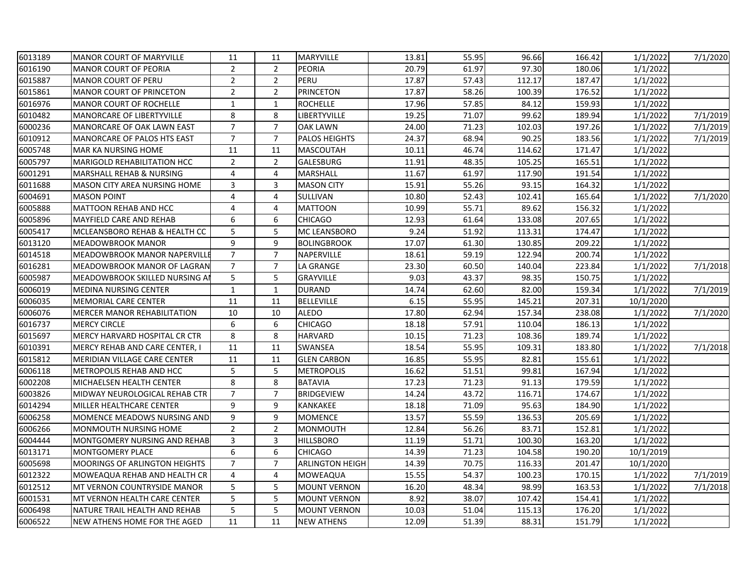| 6013189 | MANOR COURT OF MARYVILLE | 11 | 11 | MARYVILLE | 13.81 | 55.95 | 96.66 | 166.42 | 1/1/2022 | 7/1/2020 |
|---|---|---|---|---|---|---|---|---|---|---|
| 6016190 | MANOR COURT OF PEORIA | 2 | 2 | PEORIA | 20.79 | 61.97 | 97.30 | 180.06 | 1/1/2022 | |
| 6015887 | MANOR COURT OF PERU | 2 | 2 | PERU | 17.87 | 57.43 | 112.17 | 187.47 | 1/1/2022 | |
| 6015861 | MANOR COURT OF PRINCETON | 2 | 2 | PRINCETON | 17.87 | 58.26 | 100.39 | 176.52 | 1/1/2022 | |
| 6016976 | MANOR COURT OF ROCHELLE | 1 | 1 | ROCHELLE | 17.96 | 57.85 | 84.12 | 159.93 | 1/1/2022 | |
| 6010482 | MANORCARE OF LIBERTYVILLE | 8 | 8 | LIBERTYVILLE | 19.25 | 71.07 | 99.62 | 189.94 | 1/1/2022 | 7/1/2019 |
| 6000236 | MANORCARE OF OAK LAWN EAST | 7 | 7 | OAK LAWN | 24.00 | 71.23 | 102.03 | 197.26 | 1/1/2022 | 7/1/2019 |
| 6010912 | MANORCARE OF PALOS HTS EAST | 7 | 7 | PALOS HEIGHTS | 24.37 | 68.94 | 90.25 | 183.56 | 1/1/2022 | 7/1/2019 |
| 6005748 | MAR KA NURSING HOME | 11 | 11 | MASCOUTAH | 10.11 | 46.74 | 114.62 | 171.47 | 1/1/2022 | |
| 6005797 | MARIGOLD REHABILITATION HCC | 2 | 2 | GALESBURG | 11.91 | 48.35 | 105.25 | 165.51 | 1/1/2022 | |
| 6001291 | MARSHALL REHAB & NURSING | 4 | 4 | MARSHALL | 11.67 | 61.97 | 117.90 | 191.54 | 1/1/2022 | |
| 6011688 | MASON CITY AREA NURSING HOME | 3 | 3 | MASON CITY | 15.91 | 55.26 | 93.15 | 164.32 | 1/1/2022 | |
| 6004691 | MASON POINT | 4 | 4 | SULLIVAN | 10.80 | 52.43 | 102.41 | 165.64 | 1/1/2022 | 7/1/2020 |
| 6005888 | MATTOON REHAB AND HCC | 4 | 4 | MATTOON | 10.99 | 55.71 | 89.62 | 156.32 | 1/1/2022 | |
| 6005896 | MAYFIELD CARE AND REHAB | 6 | 6 | CHICAGO | 12.93 | 61.64 | 133.08 | 207.65 | 1/1/2022 | |
| 6005417 | MCLEANSBORO REHAB & HEALTH CC | 5 | 5 | MC LEANSBORO | 9.24 | 51.92 | 113.31 | 174.47 | 1/1/2022 | |
| 6013120 | MEADOWBROOK MANOR | 9 | 9 | BOLINGBROOK | 17.07 | 61.30 | 130.85 | 209.22 | 1/1/2022 | |
| 6014518 | MEADOWBROOK MANOR NAPERVILLE | 7 | 7 | NAPERVILLE | 18.61 | 59.19 | 122.94 | 200.74 | 1/1/2022 | |
| 6016281 | MEADOWBROOK MANOR OF LAGRAN | 7 | 7 | LA GRANGE | 23.30 | 60.50 | 140.04 | 223.84 | 1/1/2022 | 7/1/2018 |
| 6005987 | MEADOWBROOK SKILLED NURSING AI | 5 | 5 | GRAYVILLE | 9.03 | 43.37 | 98.35 | 150.75 | 1/1/2022 | |
| 6006019 | MEDINA NURSING CENTER | 1 | 1 | DURAND | 14.74 | 62.60 | 82.00 | 159.34 | 1/1/2022 | 7/1/2019 |
| 6006035 | MEMORIAL CARE CENTER | 11 | 11 | BELLEVILLE | 6.15 | 55.95 | 145.21 | 207.31 | 10/1/2020 | |
| 6006076 | MERCER MANOR REHABILITATION | 10 | 10 | ALEDO | 17.80 | 62.94 | 157.34 | 238.08 | 1/1/2022 | 7/1/2020 |
| 6016737 | MERCY CIRCLE | 6 | 6 | CHICAGO | 18.18 | 57.91 | 110.04 | 186.13 | 1/1/2022 | |
| 6015697 | MERCY HARVARD HOSPITAL CR CTR | 8 | 8 | HARVARD | 10.15 | 71.23 | 108.36 | 189.74 | 1/1/2022 | |
| 6010391 | MERCY REHAB AND CARE CENTER, I | 11 | 11 | SWANSEA | 18.54 | 55.95 | 109.31 | 183.80 | 1/1/2022 | 7/1/2018 |
| 6015812 | MERIDIAN VILLAGE CARE CENTER | 11 | 11 | GLEN CARBON | 16.85 | 55.95 | 82.81 | 155.61 | 1/1/2022 | |
| 6006118 | METROPOLIS REHAB AND HCC | 5 | 5 | METROPOLIS | 16.62 | 51.51 | 99.81 | 167.94 | 1/1/2022 | |
| 6002208 | MICHAELSEN HEALTH CENTER | 8 | 8 | BATAVIA | 17.23 | 71.23 | 91.13 | 179.59 | 1/1/2022 | |
| 6003826 | MIDWAY NEUROLOGICAL REHAB CTR | 7 | 7 | BRIDGEVIEW | 14.24 | 43.72 | 116.71 | 174.67 | 1/1/2022 | |
| 6014294 | MILLER HEALTHCARE CENTER | 9 | 9 | KANKAKEE | 18.18 | 71.09 | 95.63 | 184.90 | 1/1/2022 | |
| 6006258 | MOMENCE MEADOWS NURSING AND | 9 | 9 | MOMENCE | 13.57 | 55.59 | 136.53 | 205.69 | 1/1/2022 | |
| 6006266 | MONMOUTH NURSING HOME | 2 | 2 | MONMOUTH | 12.84 | 56.26 | 83.71 | 152.81 | 1/1/2022 | |
| 6004444 | MONTGOMERY NURSING AND REHAB | 3 | 3 | HILLSBORO | 11.19 | 51.71 | 100.30 | 163.20 | 1/1/2022 | |
| 6013171 | MONTGOMERY PLACE | 6 | 6 | CHICAGO | 14.39 | 71.23 | 104.58 | 190.20 | 10/1/2019 | |
| 6005698 | MOORINGS OF ARLINGTON HEIGHTS | 7 | 7 | ARLINGTON HEIGH | 14.39 | 70.75 | 116.33 | 201.47 | 10/1/2020 | |
| 6012322 | MOWEAQUA REHAB AND HEALTH CR | 4 | 4 | MOWEAQUA | 15.55 | 54.37 | 100.23 | 170.15 | 1/1/2022 | 7/1/2019 |
| 6012512 | MT VERNON COUNTRYSIDE MANOR | 5 | 5 | MOUNT VERNON | 16.20 | 48.34 | 98.99 | 163.53 | 1/1/2022 | 7/1/2018 |
| 6001531 | MT VERNON HEALTH CARE CENTER | 5 | 5 | MOUNT VERNON | 8.92 | 38.07 | 107.42 | 154.41 | 1/1/2022 | |
| 6006498 | NATURE TRAIL HEALTH AND REHAB | 5 | 5 | MOUNT VERNON | 10.03 | 51.04 | 115.13 | 176.20 | 1/1/2022 | |
| 6006522 | NEW ATHENS HOME FOR THE AGED | 11 | 11 | NEW ATHENS | 12.09 | 51.39 | 88.31 | 151.79 | 1/1/2022 | |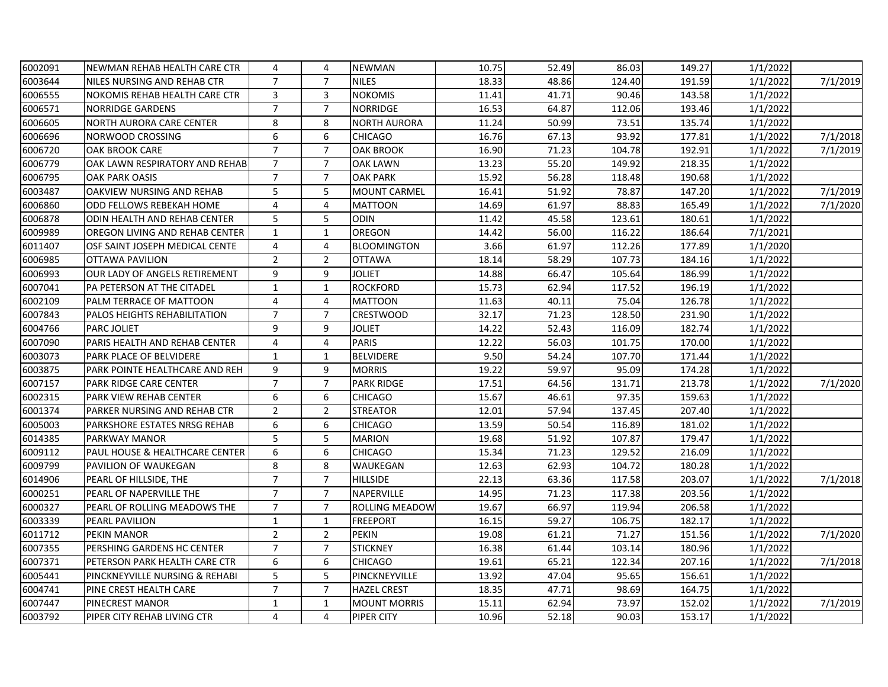| | | | | | | | | | | |
|---|---|---|---|---|---|---|---|---|---|---|
| 6002091 | NEWMAN REHAB HEALTH CARE CTR | 4 | 4 | NEWMAN | 10.75 | 52.49 | 86.03 | 149.27 | 1/1/2022 | |
| 6003644 | NILES NURSING AND REHAB CTR | 7 | 7 | NILES | 18.33 | 48.86 | 124.40 | 191.59 | 1/1/2022 | 7/1/2019 |
| 6006555 | NOKOMIS REHAB HEALTH CARE CTR | 3 | 3 | NOKOMIS | 11.41 | 41.71 | 90.46 | 143.58 | 1/1/2022 | |
| 6006571 | NORRIDGE GARDENS | 7 | 7 | NORRIDGE | 16.53 | 64.87 | 112.06 | 193.46 | 1/1/2022 | |
| 6006605 | NORTH AURORA CARE CENTER | 8 | 8 | NORTH AURORA | 11.24 | 50.99 | 73.51 | 135.74 | 1/1/2022 | |
| 6006696 | NORWOOD CROSSING | 6 | 6 | CHICAGO | 16.76 | 67.13 | 93.92 | 177.81 | 1/1/2022 | 7/1/2018 |
| 6006720 | OAK BROOK CARE | 7 | 7 | OAK BROOK | 16.90 | 71.23 | 104.78 | 192.91 | 1/1/2022 | 7/1/2019 |
| 6006779 | OAK LAWN RESPIRATORY AND REHAB | 7 | 7 | OAK LAWN | 13.23 | 55.20 | 149.92 | 218.35 | 1/1/2022 | |
| 6006795 | OAK PARK OASIS | 7 | 7 | OAK PARK | 15.92 | 56.28 | 118.48 | 190.68 | 1/1/2022 | |
| 6003487 | OAKVIEW NURSING AND REHAB | 5 | 5 | MOUNT CARMEL | 16.41 | 51.92 | 78.87 | 147.20 | 1/1/2022 | 7/1/2019 |
| 6006860 | ODD FELLOWS REBEKAH HOME | 4 | 4 | MATTOON | 14.69 | 61.97 | 88.83 | 165.49 | 1/1/2022 | 7/1/2020 |
| 6006878 | ODIN HEALTH AND REHAB CENTER | 5 | 5 | ODIN | 11.42 | 45.58 | 123.61 | 180.61 | 1/1/2022 | |
| 6009989 | OREGON LIVING AND REHAB CENTER | 1 | 1 | OREGON | 14.42 | 56.00 | 116.22 | 186.64 | 7/1/2021 | |
| 6011407 | OSF SAINT JOSEPH MEDICAL CENTE | 4 | 4 | BLOOMINGTON | 3.66 | 61.97 | 112.26 | 177.89 | 1/1/2020 | |
| 6006985 | OTTAWA PAVILION | 2 | 2 | OTTAWA | 18.14 | 58.29 | 107.73 | 184.16 | 1/1/2022 | |
| 6006993 | OUR LADY OF ANGELS RETIREMENT | 9 | 9 | JOLIET | 14.88 | 66.47 | 105.64 | 186.99 | 1/1/2022 | |
| 6007041 | PA PETERSON AT THE CITADEL | 1 | 1 | ROCKFORD | 15.73 | 62.94 | 117.52 | 196.19 | 1/1/2022 | |
| 6002109 | PALM TERRACE OF MATTOON | 4 | 4 | MATTOON | 11.63 | 40.11 | 75.04 | 126.78 | 1/1/2022 | |
| 6007843 | PALOS HEIGHTS REHABILITATION | 7 | 7 | CRESTWOOD | 32.17 | 71.23 | 128.50 | 231.90 | 1/1/2022 | |
| 6004766 | PARC JOLIET | 9 | 9 | JOLIET | 14.22 | 52.43 | 116.09 | 182.74 | 1/1/2022 | |
| 6007090 | PARIS HEALTH AND REHAB CENTER | 4 | 4 | PARIS | 12.22 | 56.03 | 101.75 | 170.00 | 1/1/2022 | |
| 6003073 | PARK PLACE OF BELVIDERE | 1 | 1 | BELVIDERE | 9.50 | 54.24 | 107.70 | 171.44 | 1/1/2022 | |
| 6003875 | PARK POINTE HEALTHCARE AND REH | 9 | 9 | MORRIS | 19.22 | 59.97 | 95.09 | 174.28 | 1/1/2022 | |
| 6007157 | PARK RIDGE CARE CENTER | 7 | 7 | PARK RIDGE | 17.51 | 64.56 | 131.71 | 213.78 | 1/1/2022 | 7/1/2020 |
| 6002315 | PARK VIEW REHAB CENTER | 6 | 6 | CHICAGO | 15.67 | 46.61 | 97.35 | 159.63 | 1/1/2022 | |
| 6001374 | PARKER NURSING AND REHAB CTR | 2 | 2 | STREATOR | 12.01 | 57.94 | 137.45 | 207.40 | 1/1/2022 | |
| 6005003 | PARKSHORE ESTATES NRSG REHAB | 6 | 6 | CHICAGO | 13.59 | 50.54 | 116.89 | 181.02 | 1/1/2022 | |
| 6014385 | PARKWAY MANOR | 5 | 5 | MARION | 19.68 | 51.92 | 107.87 | 179.47 | 1/1/2022 | |
| 6009112 | PAUL HOUSE & HEALTHCARE CENTER | 6 | 6 | CHICAGO | 15.34 | 71.23 | 129.52 | 216.09 | 1/1/2022 | |
| 6009799 | PAVILION OF WAUKEGAN | 8 | 8 | WAUKEGAN | 12.63 | 62.93 | 104.72 | 180.28 | 1/1/2022 | |
| 6014906 | PEARL OF HILLSIDE, THE | 7 | 7 | HILLSIDE | 22.13 | 63.36 | 117.58 | 203.07 | 1/1/2022 | 7/1/2018 |
| 6000251 | PEARL OF NAPERVILLE THE | 7 | 7 | NAPERVILLE | 14.95 | 71.23 | 117.38 | 203.56 | 1/1/2022 | |
| 6000327 | PEARL OF ROLLING MEADOWS THE | 7 | 7 | ROLLING MEADOW | 19.67 | 66.97 | 119.94 | 206.58 | 1/1/2022 | |
| 6003339 | PEARL PAVILION | 1 | 1 | FREEPORT | 16.15 | 59.27 | 106.75 | 182.17 | 1/1/2022 | |
| 6011712 | PEKIN MANOR | 2 | 2 | PEKIN | 19.08 | 61.21 | 71.27 | 151.56 | 1/1/2022 | 7/1/2020 |
| 6007355 | PERSHING GARDENS HC CENTER | 7 | 7 | STICKNEY | 16.38 | 61.44 | 103.14 | 180.96 | 1/1/2022 | |
| 6007371 | PETERSON PARK HEALTH CARE CTR | 6 | 6 | CHICAGO | 19.61 | 65.21 | 122.34 | 207.16 | 1/1/2022 | 7/1/2018 |
| 6005441 | PINCKNEYVILLE NURSING & REHABI | 5 | 5 | PINCKNEYVILLE | 13.92 | 47.04 | 95.65 | 156.61 | 1/1/2022 | |
| 6004741 | PINE CREST HEALTH CARE | 7 | 7 | HAZEL CREST | 18.35 | 47.71 | 98.69 | 164.75 | 1/1/2022 | |
| 6007447 | PINECREST MANOR | 1 | 1 | MOUNT MORRIS | 15.11 | 62.94 | 73.97 | 152.02 | 1/1/2022 | 7/1/2019 |
| 6003792 | PIPER CITY REHAB LIVING CTR | 4 | 4 | PIPER CITY | 10.96 | 52.18 | 90.03 | 153.17 | 1/1/2022 | |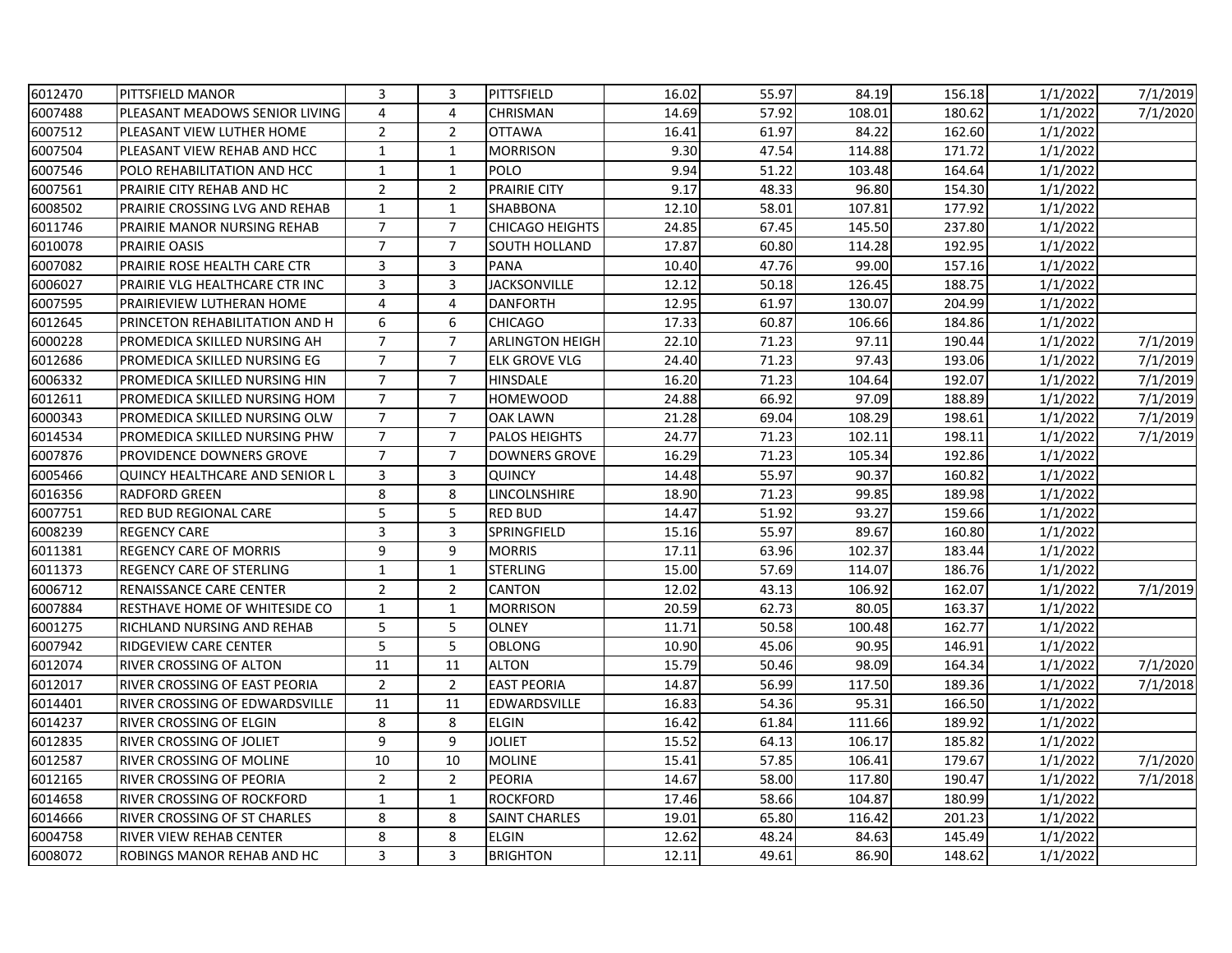| | | | | | | | | | | |
|---|---|---|---|---|---|---|---|---|---|---|
| 6012470 | PITTSFIELD MANOR | 3 | 3 | PITTSFIELD | 16.02 | 55.97 | 84.19 | 156.18 | 1/1/2022 | 7/1/2019 |
| 6007488 | PLEASANT MEADOWS SENIOR LIVING | 4 | 4 | CHRISMAN | 14.69 | 57.92 | 108.01 | 180.62 | 1/1/2022 | 7/1/2020 |
| 6007512 | PLEASANT VIEW LUTHER HOME | 2 | 2 | OTTAWA | 16.41 | 61.97 | 84.22 | 162.60 | 1/1/2022 | |
| 6007504 | PLEASANT VIEW REHAB AND HCC | 1 | 1 | MORRISON | 9.30 | 47.54 | 114.88 | 171.72 | 1/1/2022 | |
| 6007546 | POLO REHABILITATION AND HCC | 1 | 1 | POLO | 9.94 | 51.22 | 103.48 | 164.64 | 1/1/2022 | |
| 6007561 | PRAIRIE CITY REHAB AND HC | 2 | 2 | PRAIRIE CITY | 9.17 | 48.33 | 96.80 | 154.30 | 1/1/2022 | |
| 6008502 | PRAIRIE CROSSING LVG AND REHAB | 1 | 1 | SHABBONA | 12.10 | 58.01 | 107.81 | 177.92 | 1/1/2022 | |
| 6011746 | PRAIRIE MANOR NURSING REHAB | 7 | 7 | CHICAGO HEIGHTS | 24.85 | 67.45 | 145.50 | 237.80 | 1/1/2022 | |
| 6010078 | PRAIRIE OASIS | 7 | 7 | SOUTH HOLLAND | 17.87 | 60.80 | 114.28 | 192.95 | 1/1/2022 | |
| 6007082 | PRAIRIE ROSE HEALTH CARE CTR | 3 | 3 | PANA | 10.40 | 47.76 | 99.00 | 157.16 | 1/1/2022 | |
| 6006027 | PRAIRIE VLG HEALTHCARE CTR INC | 3 | 3 | JACKSONVILLE | 12.12 | 50.18 | 126.45 | 188.75 | 1/1/2022 | |
| 6007595 | PRAIRIEVIEW LUTHERAN HOME | 4 | 4 | DANFORTH | 12.95 | 61.97 | 130.07 | 204.99 | 1/1/2022 | |
| 6012645 | PRINCETON REHABILITATION AND H | 6 | 6 | CHICAGO | 17.33 | 60.87 | 106.66 | 184.86 | 1/1/2022 | |
| 6000228 | PROMEDICA SKILLED NURSING AH | 7 | 7 | ARLINGTON HEIGH | 22.10 | 71.23 | 97.11 | 190.44 | 1/1/2022 | 7/1/2019 |
| 6012686 | PROMEDICA SKILLED NURSING EG | 7 | 7 | ELK GROVE VLG | 24.40 | 71.23 | 97.43 | 193.06 | 1/1/2022 | 7/1/2019 |
| 6006332 | PROMEDICA SKILLED NURSING HIN | 7 | 7 | HINSDALE | 16.20 | 71.23 | 104.64 | 192.07 | 1/1/2022 | 7/1/2019 |
| 6012611 | PROMEDICA SKILLED NURSING HOM | 7 | 7 | HOMEWOOD | 24.88 | 66.92 | 97.09 | 188.89 | 1/1/2022 | 7/1/2019 |
| 6000343 | PROMEDICA SKILLED NURSING OLW | 7 | 7 | OAK LAWN | 21.28 | 69.04 | 108.29 | 198.61 | 1/1/2022 | 7/1/2019 |
| 6014534 | PROMEDICA SKILLED NURSING PHW | 7 | 7 | PALOS HEIGHTS | 24.77 | 71.23 | 102.11 | 198.11 | 1/1/2022 | 7/1/2019 |
| 6007876 | PROVIDENCE DOWNERS GROVE | 7 | 7 | DOWNERS GROVE | 16.29 | 71.23 | 105.34 | 192.86 | 1/1/2022 | |
| 6005466 | QUINCY HEALTHCARE AND SENIOR L | 3 | 3 | QUINCY | 14.48 | 55.97 | 90.37 | 160.82 | 1/1/2022 | |
| 6016356 | RADFORD GREEN | 8 | 8 | LINCOLNSHIRE | 18.90 | 71.23 | 99.85 | 189.98 | 1/1/2022 | |
| 6007751 | RED BUD REGIONAL CARE | 5 | 5 | RED BUD | 14.47 | 51.92 | 93.27 | 159.66 | 1/1/2022 | |
| 6008239 | REGENCY CARE | 3 | 3 | SPRINGFIELD | 15.16 | 55.97 | 89.67 | 160.80 | 1/1/2022 | |
| 6011381 | REGENCY CARE OF MORRIS | 9 | 9 | MORRIS | 17.11 | 63.96 | 102.37 | 183.44 | 1/1/2022 | |
| 6011373 | REGENCY CARE OF STERLING | 1 | 1 | STERLING | 15.00 | 57.69 | 114.07 | 186.76 | 1/1/2022 | |
| 6006712 | RENAISSANCE CARE CENTER | 2 | 2 | CANTON | 12.02 | 43.13 | 106.92 | 162.07 | 1/1/2022 | 7/1/2019 |
| 6007884 | RESTHAVE HOME OF WHITESIDE CO | 1 | 1 | MORRISON | 20.59 | 62.73 | 80.05 | 163.37 | 1/1/2022 | |
| 6001275 | RICHLAND NURSING AND REHAB | 5 | 5 | OLNEY | 11.71 | 50.58 | 100.48 | 162.77 | 1/1/2022 | |
| 6007942 | RIDGEVIEW CARE CENTER | 5 | 5 | OBLONG | 10.90 | 45.06 | 90.95 | 146.91 | 1/1/2022 | |
| 6012074 | RIVER CROSSING OF ALTON | 11 | 11 | ALTON | 15.79 | 50.46 | 98.09 | 164.34 | 1/1/2022 | 7/1/2020 |
| 6012017 | RIVER CROSSING OF EAST PEORIA | 2 | 2 | EAST PEORIA | 14.87 | 56.99 | 117.50 | 189.36 | 1/1/2022 | 7/1/2018 |
| 6014401 | RIVER CROSSING OF EDWARDSVILLE | 11 | 11 | EDWARDSVILLE | 16.83 | 54.36 | 95.31 | 166.50 | 1/1/2022 | |
| 6014237 | RIVER CROSSING OF ELGIN | 8 | 8 | ELGIN | 16.42 | 61.84 | 111.66 | 189.92 | 1/1/2022 | |
| 6012835 | RIVER CROSSING OF JOLIET | 9 | 9 | JOLIET | 15.52 | 64.13 | 106.17 | 185.82 | 1/1/2022 | |
| 6012587 | RIVER CROSSING OF MOLINE | 10 | 10 | MOLINE | 15.41 | 57.85 | 106.41 | 179.67 | 1/1/2022 | 7/1/2020 |
| 6012165 | RIVER CROSSING OF PEORIA | 2 | 2 | PEORIA | 14.67 | 58.00 | 117.80 | 190.47 | 1/1/2022 | 7/1/2018 |
| 6014658 | RIVER CROSSING OF ROCKFORD | 1 | 1 | ROCKFORD | 17.46 | 58.66 | 104.87 | 180.99 | 1/1/2022 | |
| 6014666 | RIVER CROSSING OF ST CHARLES | 8 | 8 | SAINT CHARLES | 19.01 | 65.80 | 116.42 | 201.23 | 1/1/2022 | |
| 6004758 | RIVER VIEW REHAB CENTER | 8 | 8 | ELGIN | 12.62 | 48.24 | 84.63 | 145.49 | 1/1/2022 | |
| 6008072 | ROBINGS MANOR REHAB AND HC | 3 | 3 | BRIGHTON | 12.11 | 49.61 | 86.90 | 148.62 | 1/1/2022 | |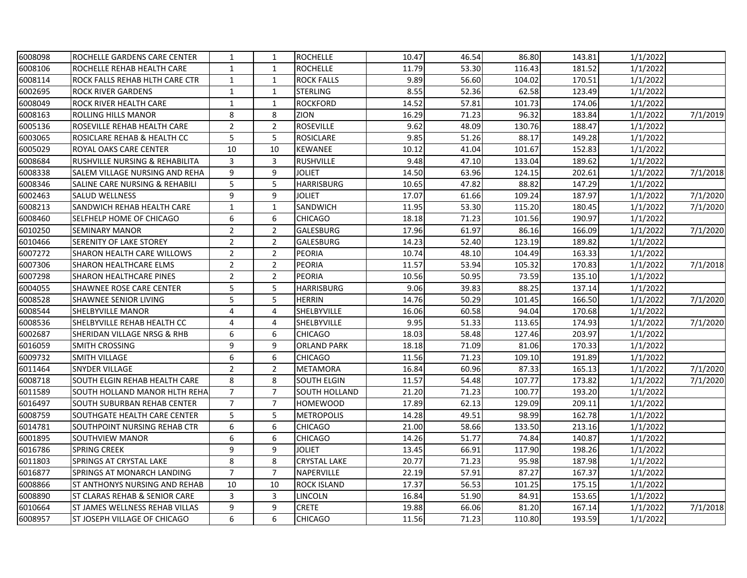| | | | | | | | | | | |
|---|---|---|---|---|---|---|---|---|---|---|
| 6008098 | ROCHELLE GARDENS CARE CENTER | 1 | 1 | ROCHELLE | 10.47 | 46.54 | 86.80 | 143.81 | 1/1/2022 | |
| 6008106 | ROCHELLE REHAB HEALTH CARE | 1 | 1 | ROCHELLE | 11.79 | 53.30 | 116.43 | 181.52 | 1/1/2022 | |
| 6008114 | ROCK FALLS REHAB HLTH CARE CTR | 1 | 1 | ROCK FALLS | 9.89 | 56.60 | 104.02 | 170.51 | 1/1/2022 | |
| 6002695 | ROCK RIVER GARDENS | 1 | 1 | STERLING | 8.55 | 52.36 | 62.58 | 123.49 | 1/1/2022 | |
| 6008049 | ROCK RIVER HEALTH CARE | 1 | 1 | ROCKFORD | 14.52 | 57.81 | 101.73 | 174.06 | 1/1/2022 | |
| 6008163 | ROLLING HILLS MANOR | 8 | 8 | ZION | 16.29 | 71.23 | 96.32 | 183.84 | 1/1/2022 | 7/1/2019 |
| 6005136 | ROSEVILLE REHAB HEALTH CARE | 2 | 2 | ROSEVILLE | 9.62 | 48.09 | 130.76 | 188.47 | 1/1/2022 | |
| 6003065 | ROSICLARE REHAB & HEALTH CC | 5 | 5 | ROSICLARE | 9.85 | 51.26 | 88.17 | 149.28 | 1/1/2022 | |
| 6005029 | ROYAL OAKS CARE CENTER | 10 | 10 | KEWANEE | 10.12 | 41.04 | 101.67 | 152.83 | 1/1/2022 | |
| 6008684 | RUSHVILLE NURSING & REHABILITA | 3 | 3 | RUSHVILLE | 9.48 | 47.10 | 133.04 | 189.62 | 1/1/2022 | |
| 6008338 | SALEM VILLAGE NURSING AND REHA | 9 | 9 | JOLIET | 14.50 | 63.96 | 124.15 | 202.61 | 1/1/2022 | 7/1/2018 |
| 6008346 | SALINE CARE NURSING & REHABILI | 5 | 5 | HARRISBURG | 10.65 | 47.82 | 88.82 | 147.29 | 1/1/2022 | |
| 6002463 | SALUD WELLNESS | 9 | 9 | JOLIET | 17.07 | 61.66 | 109.24 | 187.97 | 1/1/2022 | 7/1/2020 |
| 6008213 | SANDWICH REHAB HEALTH CARE | 1 | 1 | SANDWICH | 11.95 | 53.30 | 115.20 | 180.45 | 1/1/2022 | 7/1/2020 |
| 6008460 | SELFHELP HOME OF CHICAGO | 6 | 6 | CHICAGO | 18.18 | 71.23 | 101.56 | 190.97 | 1/1/2022 | |
| 6010250 | SEMINARY MANOR | 2 | 2 | GALESBURG | 17.96 | 61.97 | 86.16 | 166.09 | 1/1/2022 | 7/1/2020 |
| 6010466 | SERENITY OF LAKE STOREY | 2 | 2 | GALESBURG | 14.23 | 52.40 | 123.19 | 189.82 | 1/1/2022 | |
| 6007272 | SHARON HEALTH CARE WILLOWS | 2 | 2 | PEORIA | 10.74 | 48.10 | 104.49 | 163.33 | 1/1/2022 | |
| 6007306 | SHARON HEALTHCARE ELMS | 2 | 2 | PEORIA | 11.57 | 53.94 | 105.32 | 170.83 | 1/1/2022 | 7/1/2018 |
| 6007298 | SHARON HEALTHCARE PINES | 2 | 2 | PEORIA | 10.56 | 50.95 | 73.59 | 135.10 | 1/1/2022 | |
| 6004055 | SHAWNEE ROSE CARE CENTER | 5 | 5 | HARRISBURG | 9.06 | 39.83 | 88.25 | 137.14 | 1/1/2022 | |
| 6008528 | SHAWNEE SENIOR LIVING | 5 | 5 | HERRIN | 14.76 | 50.29 | 101.45 | 166.50 | 1/1/2022 | 7/1/2020 |
| 6008544 | SHELBYVILLE MANOR | 4 | 4 | SHELBYVILLE | 16.06 | 60.58 | 94.04 | 170.68 | 1/1/2022 | |
| 6008536 | SHELBYVILLE REHAB HEALTH CC | 4 | 4 | SHELBYVILLE | 9.95 | 51.33 | 113.65 | 174.93 | 1/1/2022 | 7/1/2020 |
| 6002687 | SHERIDAN VILLAGE NRSG & RHB | 6 | 6 | CHICAGO | 18.03 | 58.48 | 127.46 | 203.97 | 1/1/2022 | |
| 6016059 | SMITH CROSSING | 9 | 9 | ORLAND PARK | 18.18 | 71.09 | 81.06 | 170.33 | 1/1/2022 | |
| 6009732 | SMITH VILLAGE | 6 | 6 | CHICAGO | 11.56 | 71.23 | 109.10 | 191.89 | 1/1/2022 | |
| 6011464 | SNYDER VILLAGE | 2 | 2 | METAMORA | 16.84 | 60.96 | 87.33 | 165.13 | 1/1/2022 | 7/1/2020 |
| 6008718 | SOUTH ELGIN REHAB HEALTH CARE | 8 | 8 | SOUTH ELGIN | 11.57 | 54.48 | 107.77 | 173.82 | 1/1/2022 | 7/1/2020 |
| 6011589 | SOUTH HOLLAND MANOR HLTH REHA | 7 | 7 | SOUTH HOLLAND | 21.20 | 71.23 | 100.77 | 193.20 | 1/1/2022 | |
| 6016497 | SOUTH SUBURBAN REHAB CENTER | 7 | 7 | HOMEWOOD | 17.89 | 62.13 | 129.09 | 209.11 | 1/1/2022 | |
| 6008759 | SOUTHGATE HEALTH CARE CENTER | 5 | 5 | METROPOLIS | 14.28 | 49.51 | 98.99 | 162.78 | 1/1/2022 | |
| 6014781 | SOUTHPOINT NURSING REHAB CTR | 6 | 6 | CHICAGO | 21.00 | 58.66 | 133.50 | 213.16 | 1/1/2022 | |
| 6001895 | SOUTHVIEW MANOR | 6 | 6 | CHICAGO | 14.26 | 51.77 | 74.84 | 140.87 | 1/1/2022 | |
| 6016786 | SPRING CREEK | 9 | 9 | JOLIET | 13.45 | 66.91 | 117.90 | 198.26 | 1/1/2022 | |
| 6011803 | SPRINGS AT CRYSTAL LAKE | 8 | 8 | CRYSTAL LAKE | 20.77 | 71.23 | 95.98 | 187.98 | 1/1/2022 | |
| 6016877 | SPRINGS AT MONARCH LANDING | 7 | 7 | NAPERVILLE | 22.19 | 57.91 | 87.27 | 167.37 | 1/1/2022 | |
| 6008866 | ST ANTHONYS NURSING AND REHAB | 10 | 10 | ROCK ISLAND | 17.37 | 56.53 | 101.25 | 175.15 | 1/1/2022 | |
| 6008890 | ST CLARAS REHAB & SENIOR CARE | 3 | 3 | LINCOLN | 16.84 | 51.90 | 84.91 | 153.65 | 1/1/2022 | |
| 6010664 | ST JAMES WELLNESS REHAB VILLAS | 9 | 9 | CRETE | 19.88 | 66.06 | 81.20 | 167.14 | 1/1/2022 | 7/1/2018 |
| 6008957 | ST JOSEPH VILLAGE OF CHICAGO | 6 | 6 | CHICAGO | 11.56 | 71.23 | 110.80 | 193.59 | 1/1/2022 | |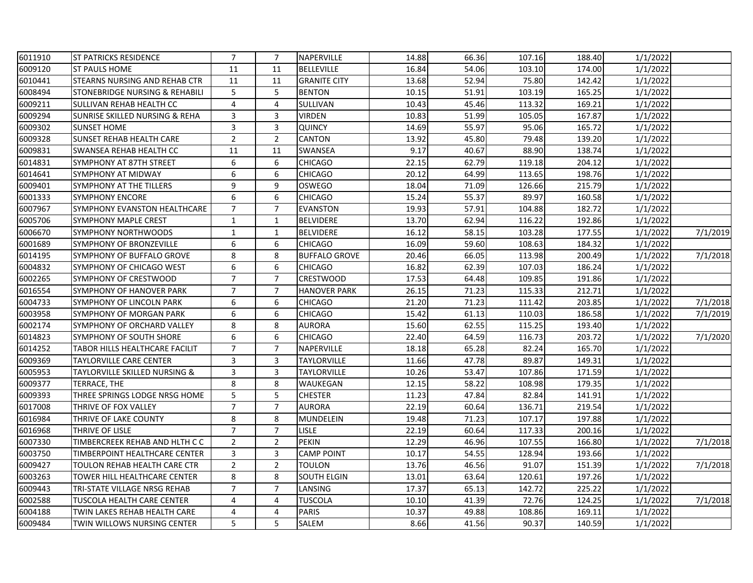| | | | | | | | | | | |
|---|---|---|---|---|---|---|---|---|---|---|
| 6011910 | ST PATRICKS RESIDENCE | 7 | 7 | NAPERVILLE | 14.88 | 66.36 | 107.16 | 188.40 | 1/1/2022 | |
| 6009120 | ST PAULS HOME | 11 | 11 | BELLEVILLE | 16.84 | 54.06 | 103.10 | 174.00 | 1/1/2022 | |
| 6010441 | STEARNS NURSING AND REHAB CTR | 11 | 11 | GRANITE CITY | 13.68 | 52.94 | 75.80 | 142.42 | 1/1/2022 | |
| 6008494 | STONEBRIDGE NURSING & REHABILI | 5 | 5 | BENTON | 10.15 | 51.91 | 103.19 | 165.25 | 1/1/2022 | |
| 6009211 | SULLIVAN REHAB HEALTH CC | 4 | 4 | SULLIVAN | 10.43 | 45.46 | 113.32 | 169.21 | 1/1/2022 | |
| 6009294 | SUNRISE SKILLED NURSING & REHA | 3 | 3 | VIRDEN | 10.83 | 51.99 | 105.05 | 167.87 | 1/1/2022 | |
| 6009302 | SUNSET HOME | 3 | 3 | QUINCY | 14.69 | 55.97 | 95.06 | 165.72 | 1/1/2022 | |
| 6009328 | SUNSET REHAB HEALTH CARE | 2 | 2 | CANTON | 13.92 | 45.80 | 79.48 | 139.20 | 1/1/2022 | |
| 6009831 | SWANSEA REHAB HEALTH CC | 11 | 11 | SWANSEA | 9.17 | 40.67 | 88.90 | 138.74 | 1/1/2022 | |
| 6014831 | SYMPHONY AT 87TH STREET | 6 | 6 | CHICAGO | 22.15 | 62.79 | 119.18 | 204.12 | 1/1/2022 | |
| 6014641 | SYMPHONY AT MIDWAY | 6 | 6 | CHICAGO | 20.12 | 64.99 | 113.65 | 198.76 | 1/1/2022 | |
| 6009401 | SYMPHONY AT THE TILLERS | 9 | 9 | OSWEGO | 18.04 | 71.09 | 126.66 | 215.79 | 1/1/2022 | |
| 6001333 | SYMPHONY ENCORE | 6 | 6 | CHICAGO | 15.24 | 55.37 | 89.97 | 160.58 | 1/1/2022 | |
| 6007967 | SYMPHONY EVANSTON HEALTHCARE | 7 | 7 | EVANSTON | 19.93 | 57.91 | 104.88 | 182.72 | 1/1/2022 | |
| 6005706 | SYMPHONY MAPLE CREST | 1 | 1 | BELVIDERE | 13.70 | 62.94 | 116.22 | 192.86 | 1/1/2022 | |
| 6006670 | SYMPHONY NORTHWOODS | 1 | 1 | BELVIDERE | 16.12 | 58.15 | 103.28 | 177.55 | 1/1/2022 | 7/1/2019 |
| 6001689 | SYMPHONY OF BRONZEVILLE | 6 | 6 | CHICAGO | 16.09 | 59.60 | 108.63 | 184.32 | 1/1/2022 | |
| 6014195 | SYMPHONY OF BUFFALO GROVE | 8 | 8 | BUFFALO GROVE | 20.46 | 66.05 | 113.98 | 200.49 | 1/1/2022 | 7/1/2018 |
| 6004832 | SYMPHONY OF CHICAGO WEST | 6 | 6 | CHICAGO | 16.82 | 62.39 | 107.03 | 186.24 | 1/1/2022 | |
| 6002265 | SYMPHONY OF CRESTWOOD | 7 | 7 | CRESTWOOD | 17.53 | 64.48 | 109.85 | 191.86 | 1/1/2022 | |
| 6016554 | SYMPHONY OF HANOVER PARK | 7 | 7 | HANOVER PARK | 26.15 | 71.23 | 115.33 | 212.71 | 1/1/2022 | |
| 6004733 | SYMPHONY OF LINCOLN PARK | 6 | 6 | CHICAGO | 21.20 | 71.23 | 111.42 | 203.85 | 1/1/2022 | 7/1/2018 |
| 6003958 | SYMPHONY OF MORGAN PARK | 6 | 6 | CHICAGO | 15.42 | 61.13 | 110.03 | 186.58 | 1/1/2022 | 7/1/2019 |
| 6002174 | SYMPHONY OF ORCHARD VALLEY | 8 | 8 | AURORA | 15.60 | 62.55 | 115.25 | 193.40 | 1/1/2022 | |
| 6014823 | SYMPHONY OF SOUTH SHORE | 6 | 6 | CHICAGO | 22.40 | 64.59 | 116.73 | 203.72 | 1/1/2022 | 7/1/2020 |
| 6014252 | TABOR HILLS HEALTHCARE FACILIT | 7 | 7 | NAPERVILLE | 18.18 | 65.28 | 82.24 | 165.70 | 1/1/2022 | |
| 6009369 | TAYLORVILLE CARE CENTER | 3 | 3 | TAYLORVILLE | 11.66 | 47.78 | 89.87 | 149.31 | 1/1/2022 | |
| 6005953 | TAYLORVILLE SKILLED NURSING & | 3 | 3 | TAYLORVILLE | 10.26 | 53.47 | 107.86 | 171.59 | 1/1/2022 | |
| 6009377 | TERRACE, THE | 8 | 8 | WAUKEGAN | 12.15 | 58.22 | 108.98 | 179.35 | 1/1/2022 | |
| 6009393 | THREE SPRINGS LODGE NRSG HOME | 5 | 5 | CHESTER | 11.23 | 47.84 | 82.84 | 141.91 | 1/1/2022 | |
| 6017008 | THRIVE OF FOX VALLEY | 7 | 7 | AURORA | 22.19 | 60.64 | 136.71 | 219.54 | 1/1/2022 | |
| 6016984 | THRIVE OF LAKE COUNTY | 8 | 8 | MUNDELEIN | 19.48 | 71.23 | 107.17 | 197.88 | 1/1/2022 | |
| 6016968 | THRIVE OF LISLE | 7 | 7 | LISLE | 22.19 | 60.64 | 117.33 | 200.16 | 1/1/2022 | |
| 6007330 | TIMBERCREEK REHAB AND HLTH C C | 2 | 2 | PEKIN | 12.29 | 46.96 | 107.55 | 166.80 | 1/1/2022 | 7/1/2018 |
| 6003750 | TIMBERPOINT HEALTHCARE CENTER | 3 | 3 | CAMP POINT | 10.17 | 54.55 | 128.94 | 193.66 | 1/1/2022 | |
| 6009427 | TOULON REHAB HEALTH CARE CTR | 2 | 2 | TOULON | 13.76 | 46.56 | 91.07 | 151.39 | 1/1/2022 | 7/1/2018 |
| 6003263 | TOWER HILL HEALTHCARE CENTER | 8 | 8 | SOUTH ELGIN | 13.01 | 63.64 | 120.61 | 197.26 | 1/1/2022 | |
| 6009443 | TRI-STATE VILLAGE NRSG REHAB | 7 | 7 | LANSING | 17.37 | 65.13 | 142.72 | 225.22 | 1/1/2022 | |
| 6002588 | TUSCOLA HEALTH CARE CENTER | 4 | 4 | TUSCOLA | 10.10 | 41.39 | 72.76 | 124.25 | 1/1/2022 | 7/1/2018 |
| 6004188 | TWIN LAKES REHAB HEALTH CARE | 4 | 4 | PARIS | 10.37 | 49.88 | 108.86 | 169.11 | 1/1/2022 | |
| 6009484 | TWIN WILLOWS NURSING CENTER | 5 | 5 | SALEM | 8.66 | 41.56 | 90.37 | 140.59 | 1/1/2022 | |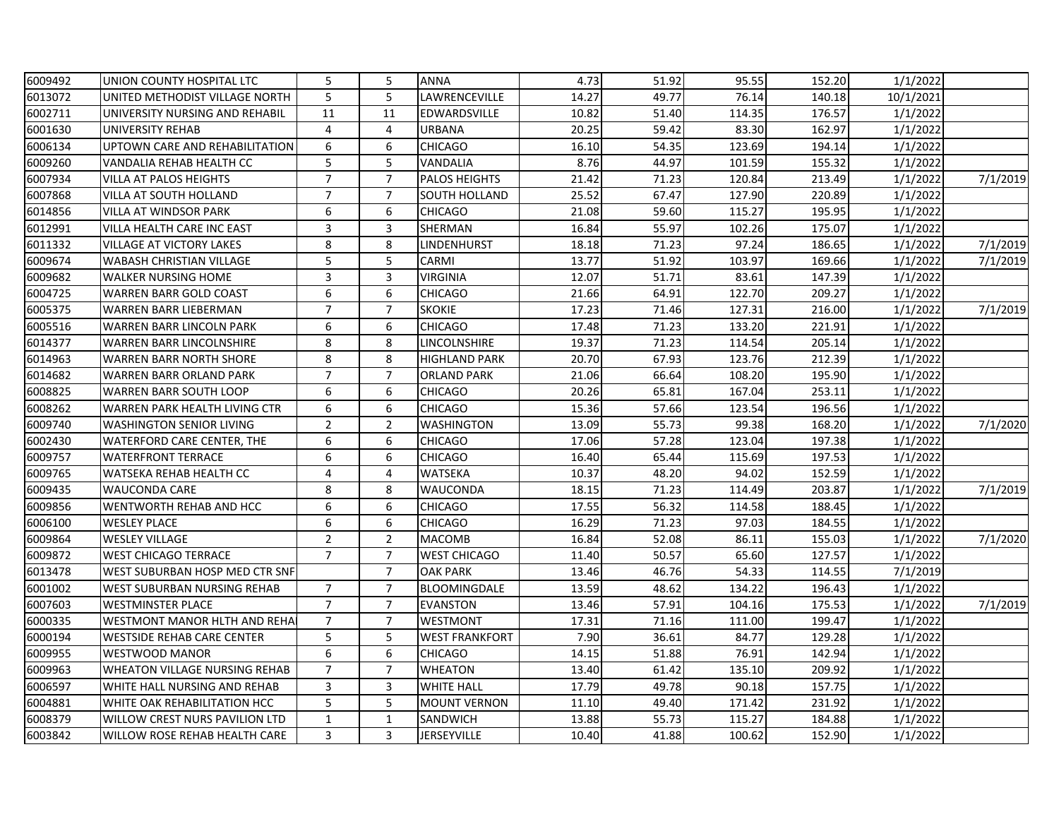| | | | | | | | | | | |
|---|---|---|---|---|---|---|---|---|---|---|
| 6009492 | UNION COUNTY HOSPITAL LTC | 5 | 5 | ANNA | 4.73 | 51.92 | 95.55 | 152.20 | 1/1/2022 | |
| 6013072 | UNITED METHODIST VILLAGE NORTH | 5 | 5 | LAWRENCEVILLE | 14.27 | 49.77 | 76.14 | 140.18 | 10/1/2021 | |
| 6002711 | UNIVERSITY NURSING AND REHABIL | 11 | 11 | EDWARDSVILLE | 10.82 | 51.40 | 114.35 | 176.57 | 1/1/2022 | |
| 6001630 | UNIVERSITY REHAB | 4 | 4 | URBANA | 20.25 | 59.42 | 83.30 | 162.97 | 1/1/2022 | |
| 6006134 | UPTOWN CARE AND REHABILITATION | 6 | 6 | CHICAGO | 16.10 | 54.35 | 123.69 | 194.14 | 1/1/2022 | |
| 6009260 | VANDALIA REHAB HEALTH CC | 5 | 5 | VANDALIA | 8.76 | 44.97 | 101.59 | 155.32 | 1/1/2022 | |
| 6007934 | VILLA AT PALOS HEIGHTS | 7 | 7 | PALOS HEIGHTS | 21.42 | 71.23 | 120.84 | 213.49 | 1/1/2022 | 7/1/2019 |
| 6007868 | VILLA AT SOUTH HOLLAND | 7 | 7 | SOUTH HOLLAND | 25.52 | 67.47 | 127.90 | 220.89 | 1/1/2022 | |
| 6014856 | VILLA AT WINDSOR PARK | 6 | 6 | CHICAGO | 21.08 | 59.60 | 115.27 | 195.95 | 1/1/2022 | |
| 6012991 | VILLA HEALTH CARE INC EAST | 3 | 3 | SHERMAN | 16.84 | 55.97 | 102.26 | 175.07 | 1/1/2022 | |
| 6011332 | VILLAGE AT VICTORY LAKES | 8 | 8 | LINDENHURST | 18.18 | 71.23 | 97.24 | 186.65 | 1/1/2022 | 7/1/2019 |
| 6009674 | WABASH CHRISTIAN VILLAGE | 5 | 5 | CARMI | 13.77 | 51.92 | 103.97 | 169.66 | 1/1/2022 | 7/1/2019 |
| 6009682 | WALKER NURSING HOME | 3 | 3 | VIRGINIA | 12.07 | 51.71 | 83.61 | 147.39 | 1/1/2022 | |
| 6004725 | WARREN BARR GOLD COAST | 6 | 6 | CHICAGO | 21.66 | 64.91 | 122.70 | 209.27 | 1/1/2022 | |
| 6005375 | WARREN BARR LIEBERMAN | 7 | 7 | SKOKIE | 17.23 | 71.46 | 127.31 | 216.00 | 1/1/2022 | 7/1/2019 |
| 6005516 | WARREN BARR LINCOLN PARK | 6 | 6 | CHICAGO | 17.48 | 71.23 | 133.20 | 221.91 | 1/1/2022 | |
| 6014377 | WARREN BARR LINCOLNSHIRE | 8 | 8 | LINCOLNSHIRE | 19.37 | 71.23 | 114.54 | 205.14 | 1/1/2022 | |
| 6014963 | WARREN BARR NORTH SHORE | 8 | 8 | HIGHLAND PARK | 20.70 | 67.93 | 123.76 | 212.39 | 1/1/2022 | |
| 6014682 | WARREN BARR ORLAND PARK | 7 | 7 | ORLAND PARK | 21.06 | 66.64 | 108.20 | 195.90 | 1/1/2022 | |
| 6008825 | WARREN BARR SOUTH LOOP | 6 | 6 | CHICAGO | 20.26 | 65.81 | 167.04 | 253.11 | 1/1/2022 | |
| 6008262 | WARREN PARK HEALTH LIVING CTR | 6 | 6 | CHICAGO | 15.36 | 57.66 | 123.54 | 196.56 | 1/1/2022 | |
| 6009740 | WASHINGTON SENIOR LIVING | 2 | 2 | WASHINGTON | 13.09 | 55.73 | 99.38 | 168.20 | 1/1/2022 | 7/1/2020 |
| 6002430 | WATERFORD CARE CENTER, THE | 6 | 6 | CHICAGO | 17.06 | 57.28 | 123.04 | 197.38 | 1/1/2022 | |
| 6009757 | WATERFRONT TERRACE | 6 | 6 | CHICAGO | 16.40 | 65.44 | 115.69 | 197.53 | 1/1/2022 | |
| 6009765 | WATSEKA REHAB HEALTH CC | 4 | 4 | WATSEKA | 10.37 | 48.20 | 94.02 | 152.59 | 1/1/2022 | |
| 6009435 | WAUCONDA CARE | 8 | 8 | WAUCONDA | 18.15 | 71.23 | 114.49 | 203.87 | 1/1/2022 | 7/1/2019 |
| 6009856 | WENTWORTH REHAB AND HCC | 6 | 6 | CHICAGO | 17.55 | 56.32 | 114.58 | 188.45 | 1/1/2022 | |
| 6006100 | WESLEY PLACE | 6 | 6 | CHICAGO | 16.29 | 71.23 | 97.03 | 184.55 | 1/1/2022 | |
| 6009864 | WESLEY VILLAGE | 2 | 2 | MACOMB | 16.84 | 52.08 | 86.11 | 155.03 | 1/1/2022 | 7/1/2020 |
| 6009872 | WEST CHICAGO TERRACE | 7 | 7 | WEST CHICAGO | 11.40 | 50.57 | 65.60 | 127.57 | 1/1/2022 | |
| 6013478 | WEST SUBURBAN HOSP MED CTR SNF | | 7 | OAK PARK | 13.46 | 46.76 | 54.33 | 114.55 | 7/1/2019 | |
| 6001002 | WEST SUBURBAN NURSING REHAB | 7 | 7 | BLOOMINGDALE | 13.59 | 48.62 | 134.22 | 196.43 | 1/1/2022 | |
| 6007603 | WESTMINSTER PLACE | 7 | 7 | EVANSTON | 13.46 | 57.91 | 104.16 | 175.53 | 1/1/2022 | 7/1/2019 |
| 6000335 | WESTMONT MANOR HLTH AND REHA | 7 | 7 | WESTMONT | 17.31 | 71.16 | 111.00 | 199.47 | 1/1/2022 | |
| 6000194 | WESTSIDE REHAB CARE CENTER | 5 | 5 | WEST FRANKFORT | 7.90 | 36.61 | 84.77 | 129.28 | 1/1/2022 | |
| 6009955 | WESTWOOD MANOR | 6 | 6 | CHICAGO | 14.15 | 51.88 | 76.91 | 142.94 | 1/1/2022 | |
| 6009963 | WHEATON VILLAGE NURSING REHAB | 7 | 7 | WHEATON | 13.40 | 61.42 | 135.10 | 209.92 | 1/1/2022 | |
| 6006597 | WHITE HALL NURSING AND REHAB | 3 | 3 | WHITE HALL | 17.79 | 49.78 | 90.18 | 157.75 | 1/1/2022 | |
| 6004881 | WHITE OAK REHABILITATION HCC | 5 | 5 | MOUNT VERNON | 11.10 | 49.40 | 171.42 | 231.92 | 1/1/2022 | |
| 6008379 | WILLOW CREST NURS PAVILION LTD | 1 | 1 | SANDWICH | 13.88 | 55.73 | 115.27 | 184.88 | 1/1/2022 | |
| 6003842 | WILLOW ROSE REHAB HEALTH CARE | 3 | 3 | JERSEYVILLE | 10.40 | 41.88 | 100.62 | 152.90 | 1/1/2022 | |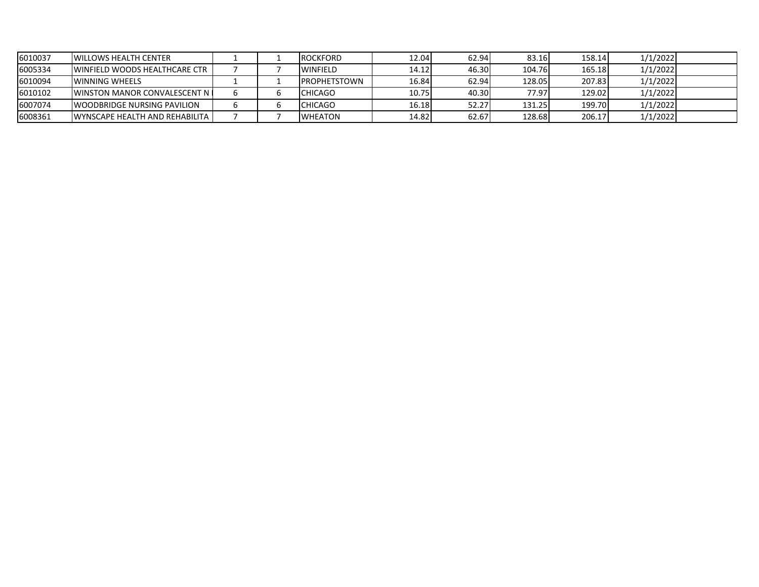| | | | | | | | | | | |
|---|---|---|---|---|---|---|---|---|---|---|
| 6010037 | WILLOWS HEALTH CENTER | 1 | 1 | ROCKFORD | 12.04 | 62.94 | 83.16 | 158.14 | 1/1/2022 | |
| 6005334 | WINFIELD WOODS HEALTHCARE CTR | 7 | 7 | WINFIELD | 14.12 | 46.30 | 104.76 | 165.18 | 1/1/2022 | |
| 6010094 | WINNING WHEELS | 1 | 1 | PROPHETSTOWN | 16.84 | 62.94 | 128.05 | 207.83 | 1/1/2022 | |
| 6010102 | WINSTON MANOR CONVALESCENT N | 6 | 6 | CHICAGO | 10.75 | 40.30 | 77.97 | 129.02 | 1/1/2022 | |
| 6007074 | WOODBRIDGE NURSING PAVILION | 6 | 6 | CHICAGO | 16.18 | 52.27 | 131.25 | 199.70 | 1/1/2022 | |
| 6008361 | WYNSCAPE HEALTH AND REHABILITA | 7 | 7 | WHEATON | 14.82 | 62.67 | 128.68 | 206.17 | 1/1/2022 | |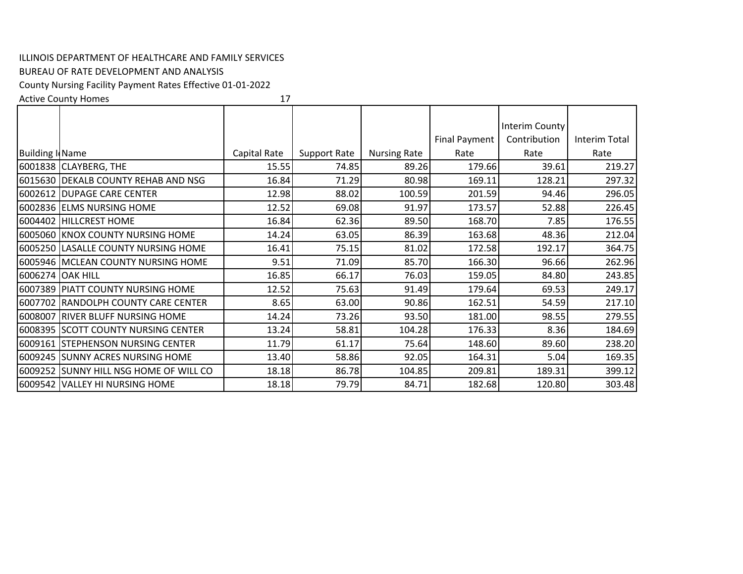ILLINOIS DEPARTMENT OF HEALTHCARE AND FAMILY SERVICES

BUREAU OF RATE DEVELOPMENT AND ANALYSIS

County Nursing Facility Payment Rates Effective 01-01-2022

Active County Homes 17

| Building Id | Name | Capital Rate | Support Rate | Nursing Rate | Final Payment Rate | Interim County Contribution Rate | Interim Total Rate |
|---|---|---|---|---|---|---|---|
| 6001838 | CLAYBERG, THE | 15.55 | 74.85 | 89.26 | 179.66 | 39.61 | 219.27 |
| 6015630 | DEKALB COUNTY REHAB AND NSG | 16.84 | 71.29 | 80.98 | 169.11 | 128.21 | 297.32 |
| 6002612 | DUPAGE CARE CENTER | 12.98 | 88.02 | 100.59 | 201.59 | 94.46 | 296.05 |
| 6002836 | ELMS NURSING HOME | 12.52 | 69.08 | 91.97 | 173.57 | 52.88 | 226.45 |
| 6004402 | HILLCREST HOME | 16.84 | 62.36 | 89.50 | 168.70 | 7.85 | 176.55 |
| 6005060 | KNOX COUNTY NURSING HOME | 14.24 | 63.05 | 86.39 | 163.68 | 48.36 | 212.04 |
| 6005250 | LASALLE COUNTY NURSING HOME | 16.41 | 75.15 | 81.02 | 172.58 | 192.17 | 364.75 |
| 6005946 | MCLEAN COUNTY NURSING HOME | 9.51 | 71.09 | 85.70 | 166.30 | 96.66 | 262.96 |
| 6006274 | OAK HILL | 16.85 | 66.17 | 76.03 | 159.05 | 84.80 | 243.85 |
| 6007389 | PIATT COUNTY NURSING HOME | 12.52 | 75.63 | 91.49 | 179.64 | 69.53 | 249.17 |
| 6007702 | RANDOLPH COUNTY CARE CENTER | 8.65 | 63.00 | 90.86 | 162.51 | 54.59 | 217.10 |
| 6008007 | RIVER BLUFF NURSING HOME | 14.24 | 73.26 | 93.50 | 181.00 | 98.55 | 279.55 |
| 6008395 | SCOTT COUNTY NURSING CENTER | 13.24 | 58.81 | 104.28 | 176.33 | 8.36 | 184.69 |
| 6009161 | STEPHENSON NURSING CENTER | 11.79 | 61.17 | 75.64 | 148.60 | 89.60 | 238.20 |
| 6009245 | SUNNY ACRES NURSING HOME | 13.40 | 58.86 | 92.05 | 164.31 | 5.04 | 169.35 |
| 6009252 | SUNNY HILL NSG HOME OF WILL CO | 18.18 | 86.78 | 104.85 | 209.81 | 189.31 | 399.12 |
| 6009542 | VALLEY HI NURSING HOME | 18.18 | 79.79 | 84.71 | 182.68 | 120.80 | 303.48 |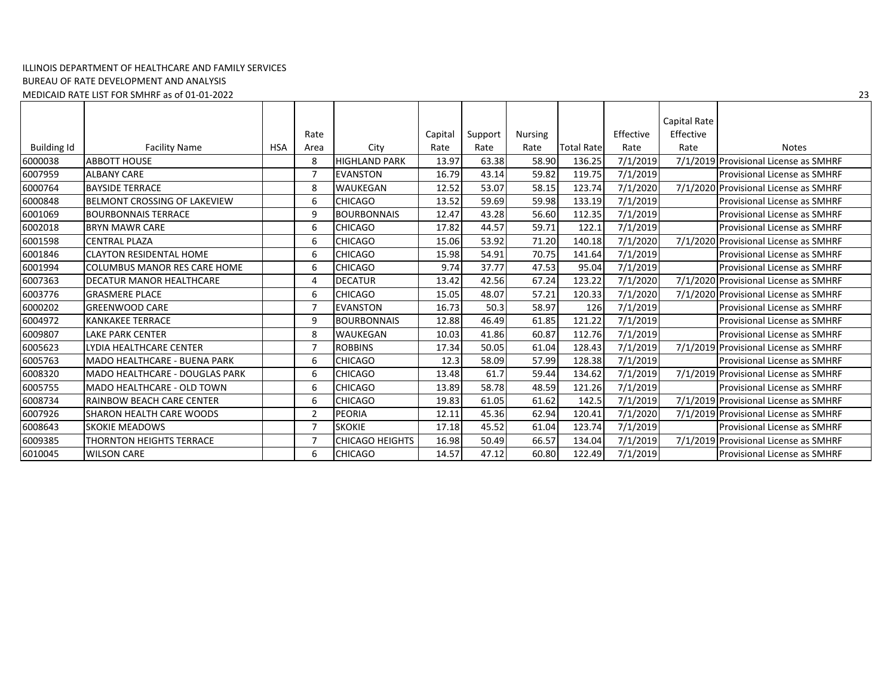ILLINOIS DEPARTMENT OF HEALTHCARE AND FAMILY SERVICES
BUREAU OF RATE DEVELOPMENT AND ANALYSIS
MEDICAID RATE LIST FOR SMHRF as of 01-01-2022

| Building Id | Facility Name | HSA | Rate Area | City | Capital Rate | Support Rate | Nursing Rate | Total Rate | Effective Rate | Capital Rate Effective Rate | Notes |
|---|---|---|---|---|---|---|---|---|---|---|---|
| 6000038 | ABBOTT HOUSE | | 8 | HIGHLAND PARK | 13.97 | 63.38 | 58.90 | 136.25 | 7/1/2019 | 7/1/2019 | Provisional License as SMHRF |
| 6007959 | ALBANY CARE | | 7 | EVANSTON | 16.79 | 43.14 | 59.82 | 119.75 | 7/1/2019 | | Provisional License as SMHRF |
| 6000764 | BAYSIDE TERRACE | | 8 | WAUKEGAN | 12.52 | 53.07 | 58.15 | 123.74 | 7/1/2020 | 7/1/2020 | Provisional License as SMHRF |
| 6000848 | BELMONT CROSSING OF LAKEVIEW | | 6 | CHICAGO | 13.52 | 59.69 | 59.98 | 133.19 | 7/1/2019 | | Provisional License as SMHRF |
| 6001069 | BOURBONNAIS TERRACE | | 9 | BOURBONNAIS | 12.47 | 43.28 | 56.60 | 112.35 | 7/1/2019 | | Provisional License as SMHRF |
| 6002018 | BRYN MAWR CARE | | 6 | CHICAGO | 17.82 | 44.57 | 59.71 | 122.1 | 7/1/2019 | | Provisional License as SMHRF |
| 6001598 | CENTRAL PLAZA | | 6 | CHICAGO | 15.06 | 53.92 | 71.20 | 140.18 | 7/1/2020 | 7/1/2020 | Provisional License as SMHRF |
| 6001846 | CLAYTON RESIDENTAL HOME | | 6 | CHICAGO | 15.98 | 54.91 | 70.75 | 141.64 | 7/1/2019 | | Provisional License as SMHRF |
| 6001994 | COLUMBUS MANOR RES CARE HOME | | 6 | CHICAGO | 9.74 | 37.77 | 47.53 | 95.04 | 7/1/2019 | | Provisional License as SMHRF |
| 6007363 | DECATUR MANOR HEALTHCARE | | 4 | DECATUR | 13.42 | 42.56 | 67.24 | 123.22 | 7/1/2020 | 7/1/2020 | Provisional License as SMHRF |
| 6003776 | GRASMERE PLACE | | 6 | CHICAGO | 15.05 | 48.07 | 57.21 | 120.33 | 7/1/2020 | 7/1/2020 | Provisional License as SMHRF |
| 6000202 | GREENWOOD CARE | | 7 | EVANSTON | 16.73 | 50.3 | 58.97 | 126 | 7/1/2019 | | Provisional License as SMHRF |
| 6004972 | KANKAKEE TERRACE | | 9 | BOURBONNAIS | 12.88 | 46.49 | 61.85 | 121.22 | 7/1/2019 | | Provisional License as SMHRF |
| 6009807 | LAKE PARK CENTER | | 8 | WAUKEGAN | 10.03 | 41.86 | 60.87 | 112.76 | 7/1/2019 | | Provisional License as SMHRF |
| 6005623 | LYDIA HEALTHCARE CENTER | | 7 | ROBBINS | 17.34 | 50.05 | 61.04 | 128.43 | 7/1/2019 | 7/1/2019 | Provisional License as SMHRF |
| 6005763 | MADO HEALTHCARE - BUENA PARK | | 6 | CHICAGO | 12.3 | 58.09 | 57.99 | 128.38 | 7/1/2019 | | Provisional License as SMHRF |
| 6008320 | MADO HEALTHCARE - DOUGLAS PARK | | 6 | CHICAGO | 13.48 | 61.7 | 59.44 | 134.62 | 7/1/2019 | 7/1/2019 | Provisional License as SMHRF |
| 6005755 | MADO HEALTHCARE - OLD TOWN | | 6 | CHICAGO | 13.89 | 58.78 | 48.59 | 121.26 | 7/1/2019 | | Provisional License as SMHRF |
| 6008734 | RAINBOW BEACH CARE CENTER | | 6 | CHICAGO | 19.83 | 61.05 | 61.62 | 142.5 | 7/1/2019 | 7/1/2019 | Provisional License as SMHRF |
| 6007926 | SHARON HEALTH CARE WOODS | | 2 | PEORIA | 12.11 | 45.36 | 62.94 | 120.41 | 7/1/2020 | 7/1/2019 | Provisional License as SMHRF |
| 6008643 | SKOKIE MEADOWS | | 7 | SKOKIE | 17.18 | 45.52 | 61.04 | 123.74 | 7/1/2019 | | Provisional License as SMHRF |
| 6009385 | THORNTON HEIGHTS TERRACE | | 7 | CHICAGO HEIGHTS | 16.98 | 50.49 | 66.57 | 134.04 | 7/1/2019 | 7/1/2019 | Provisional License as SMHRF |
| 6010045 | WILSON CARE | | 6 | CHICAGO | 14.57 | 47.12 | 60.80 | 122.49 | 7/1/2019 | | Provisional License as SMHRF |